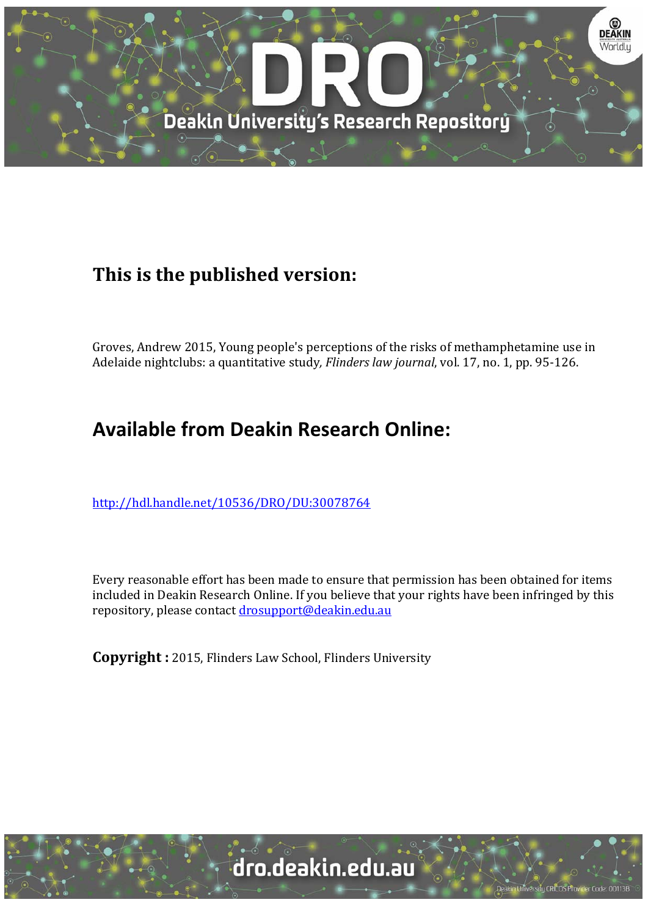# This is the published version:

Groves, Andrew 2015, Young people's perceptions of the risks of methamphetamine use in Adelaide nightclubs: a quantitative study, *Flinders law journal*, vol. 17, no. 1, pp. 95-126.

## Available from Deakin Research Online:

http://hdl.handle.net/10536/DRO/DU:30078764

Every reasonable effort has been made to ensure that permission has been obtained for items included in Deakin Research Online. If you believe that your rights have been infringed by this repository, please contact drosupport@deakin.edu.au

**Copyright :** 2015, Flinders Law School, Flinders University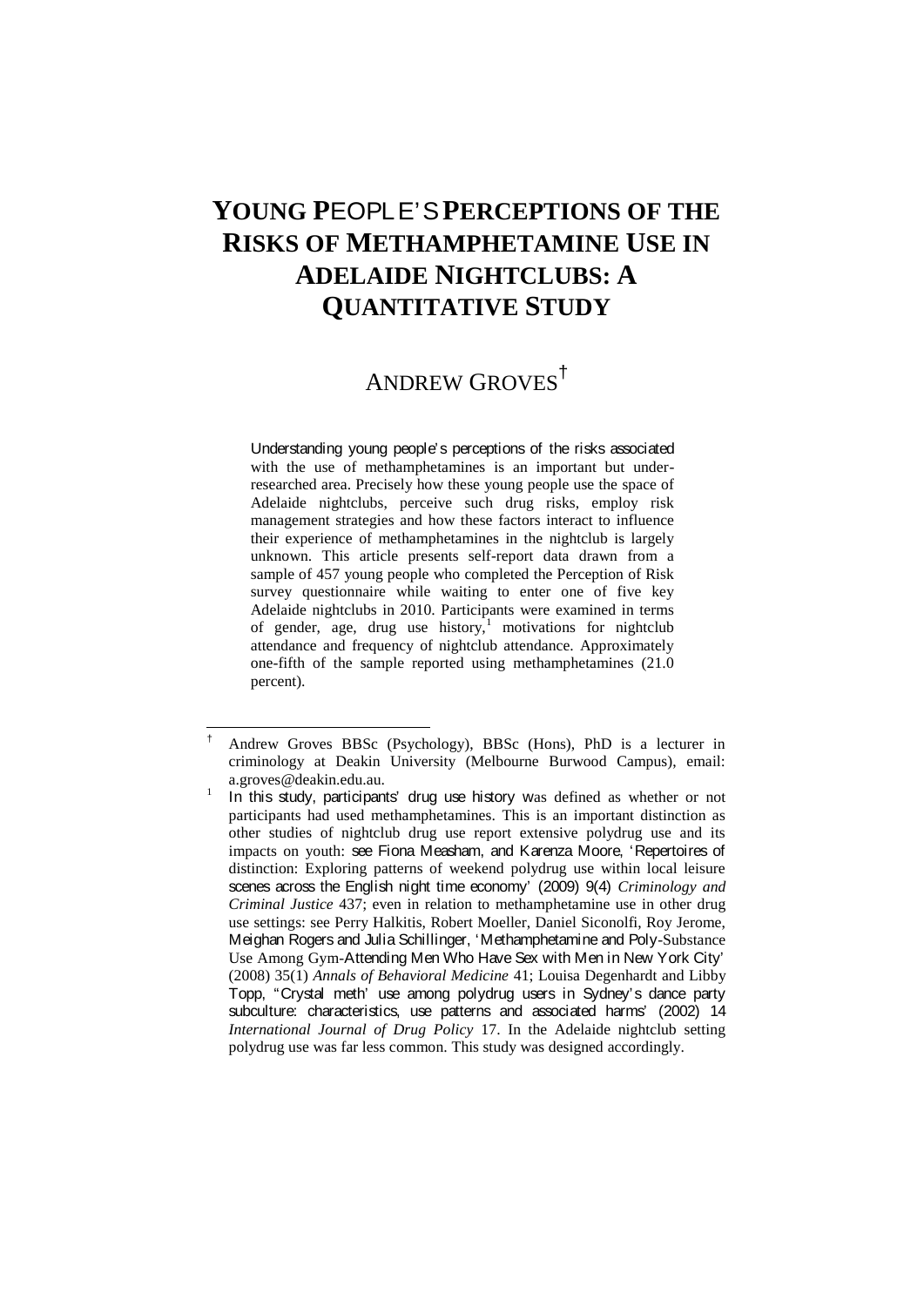# YOUNG PEOPLE'S PERCEPTIONS OF THE RISKS OF METHAMPHETAMINE USE IN ADELAIDE NIGHTCLUBS: A QUANTITATIVE STUDY

ANDREW GROVES[†]

Understanding young people's perceptions of the risks associated with the use of methamphetamines is an important but under-researched area. Precisely how these young people use the space of Adelaide nightclubs, perceive such drug risks, employ risk management strategies and how these factors interact to influence their experience of methamphetamines in the nightclub is largely unknown. This article presents self-report data drawn from a sample of 457 young people who completed the Perception of Risk survey questionnaire while waiting to enter one of five key Adelaide nightclubs in 2010. Participants were examined in terms of gender, age, drug use history,[1] motivations for nightclub attendance and frequency of nightclub attendance. Approximately one-fifth of the sample reported using methamphetamines (21.0 percent).

---

[†] Andrew Groves BBSc (Psychology), BBSc (Hons), PhD is a lecturer in criminology at Deakin University (Melbourne Burwood Campus), email: a.groves@deakin.edu.au.

[1] In this study, participants' drug use history was defined as whether or not participants had used methamphetamines. This is an important distinction as other studies of nightclub drug use report extensive polydrug use and its impacts on youth: see Fiona Measham, and Karenza Moore, 'Repertoires of distinction: Exploring patterns of weekend polydrug use within local leisure scenes across the English night time economy' (2009) 9(4) *Criminology and Criminal Justice* 437; even in relation to methamphetamine use in other drug use settings: see Perry Halkitis, Robert Moeller, Daniel Siconolfi, Roy Jerome, Meighan Rogers and Julia Schillinger, 'Methamphetamine and Poly-Substance Use Among Gym-Attending Men Who Have Sex with Men in New York City' (2008) 35(1) *Annals of Behavioral Medicine* 41; Louisa Degenhardt and Libby Topp, "Crystal meth' use among polydrug users in Sydney's dance party subculture: characteristics, use patterns and associated harms' (2002) 14 *International Journal of Drug Policy* 17. In the Adelaide nightclub setting polydrug use was far less common. This study was designed accordingly.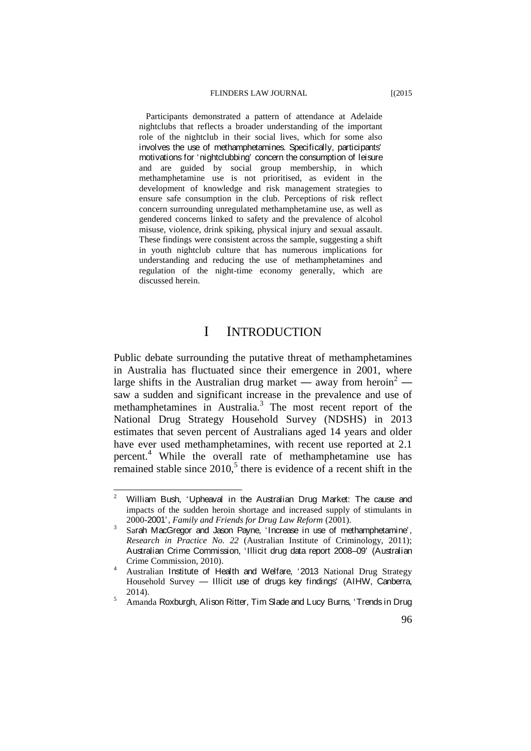Participants demonstrated a pattern of attendance at Adelaide nightclubs that reflects a broader understanding of the important role of the nightclub in their social lives, which for some also involves the use of methamphetamines. Specifically, participants' motivations for 'nightclubbing' concern the consumption of leisure and are guided by social group membership, in which methamphetamine use is not prioritised, as evident in the development of knowledge and risk management strategies to ensure safe consumption in the club. Perceptions of risk reflect concern surrounding unregulated methamphetamine use, as well as gendered concerns linked to safety and the prevalence of alcohol misuse, violence, drink spiking, physical injury and sexual assault. These findings were consistent across the sample, suggesting a shift in youth nightclub culture that has numerous implications for understanding and reducing the use of methamphetamines and regulation of the night-time economy generally, which are discussed herein.

# I INTRODUCTION

Public debate surrounding the putative threat of methamphetamines in Australia has fluctuated since their emergence in 2001, where large shifts in the Australian drug market — away from heroin[2] — saw a sudden and significant increase in the prevalence and use of methamphetamines in Australia.[3] The most recent report of the National Drug Strategy Household Survey (NDSHS) in 2013 estimates that seven percent of Australians aged 14 years and older have ever used methamphetamines, with recent use reported at 2.1 percent.[4] While the overall rate of methamphetamine use has remained stable since 2010,[5] there is evidence of a recent shift in the

---

[2] William Bush, 'Upheaval in the Australian Drug Market: The cause and impacts of the sudden heroin shortage and increased supply of stimulants in 2000-2001', *Family and Friends for Drug Law Reform* (2001).

[3] Sarah MacGregor and Jason Payne, 'Increase in use of methamphetamine', *Research in Practice No. 22* (Australian Institute of Criminology, 2011); Australian Crime Commission, 'Illicit drug data report 2008–09' (Australian Crime Commission, 2010).

[4] Australian Institute of Health and Welfare, '2013 National Drug Strategy Household Survey — Illicit use of drugs key findings' (AIHW, Canberra, 2014).

[5] Amanda Roxburgh, Alison Ritter, Tim Slade and Lucy Burns, 'Trends in Drug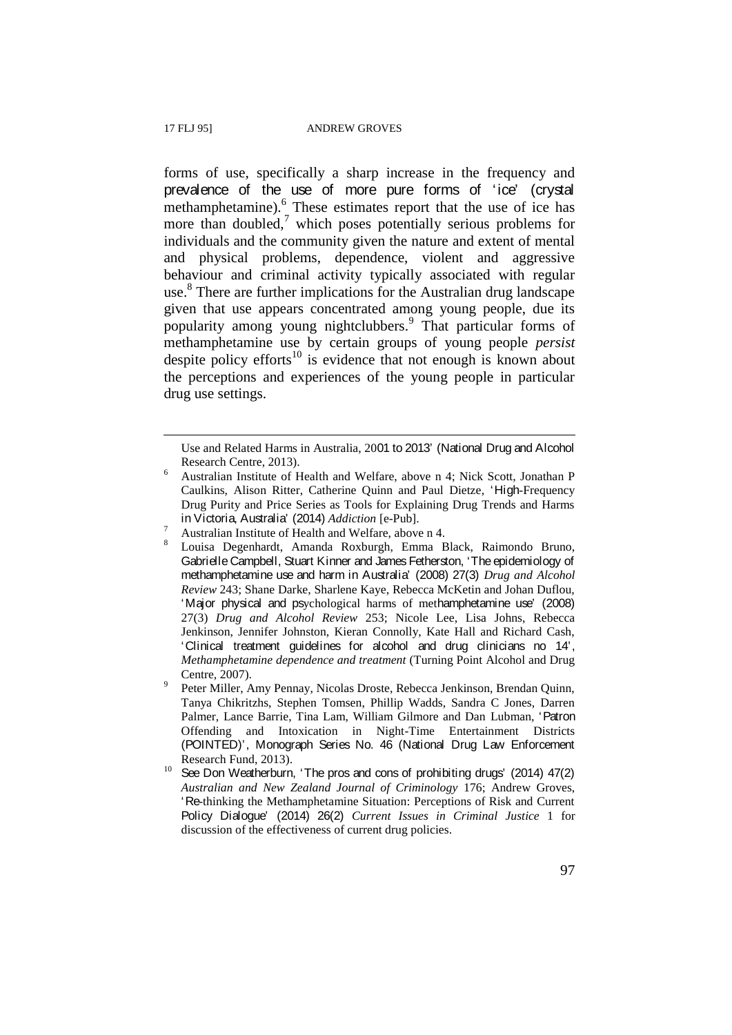forms of use, specifically a sharp increase in the frequency and prevalence of the use of more pure forms of 'ice' (crystal methamphetamine).[6] These estimates report that the use of ice has more than doubled,[7] which poses potentially serious problems for individuals and the community given the nature and extent of mental and physical problems, dependence, violent and aggressive behaviour and criminal activity typically associated with regular use.[8] There are further implications for the Australian drug landscape given that use appears concentrated among young people, due its popularity among young nightclubbers.[9] That particular forms of methamphetamine use by certain groups of young people *persist* despite policy efforts[10] is evidence that not enough is known about the perceptions and experiences of the young people in particular drug use settings.

---

Use and Related Harms in Australia, 2001 to 2013' (National Drug and Alcohol Research Centre, 2013).

[6] Australian Institute of Health and Welfare, above n 4; Nick Scott, Jonathan P Caulkins, Alison Ritter, Catherine Quinn and Paul Dietze, 'High-Frequency Drug Purity and Price Series as Tools for Explaining Drug Trends and Harms in Victoria, Australia' (2014) *Addiction* [e-Pub].

[7] Australian Institute of Health and Welfare, above n 4.

[8] Louisa Degenhardt, Amanda Roxburgh, Emma Black, Raimondo Bruno, Gabrielle Campbell, Stuart Kinner and James Fetherston, 'The epidemiology of methamphetamine use and harm in Australia' (2008) 27(3) *Drug and Alcohol Review* 243; Shane Darke, Sharlene Kaye, Rebecca McKetin and Johan Duflou, 'Major physical and psychological harms of methamphetamine use' (2008) 27(3) *Drug and Alcohol Review* 253; Nicole Lee, Lisa Johns, Rebecca Jenkinson, Jennifer Johnston, Kieran Connolly, Kate Hall and Richard Cash, 'Clinical treatment guidelines for alcohol and drug clinicians no 14', *Methamphetamine dependence and treatment* (Turning Point Alcohol and Drug Centre, 2007).

[9] Peter Miller, Amy Pennay, Nicolas Droste, Rebecca Jenkinson, Brendan Quinn, Tanya Chikritzhs, Stephen Tomsen, Phillip Wadds, Sandra C Jones, Darren Palmer, Lance Barrie, Tina Lam, William Gilmore and Dan Lubman, 'Patron Offending and Intoxication in Night-Time Entertainment Districts (POINTED)', Monograph Series No. 46 (National Drug Law Enforcement Research Fund, 2013).

[10] See Don Weatherburn, 'The pros and cons of prohibiting drugs' (2014) 47(2) *Australian and New Zealand Journal of Criminology* 176; Andrew Groves, 'Re-thinking the Methamphetamine Situation: Perceptions of Risk and Current Policy Dialogue' (2014) 26(2) *Current Issues in Criminal Justice* 1 for discussion of the effectiveness of current drug policies.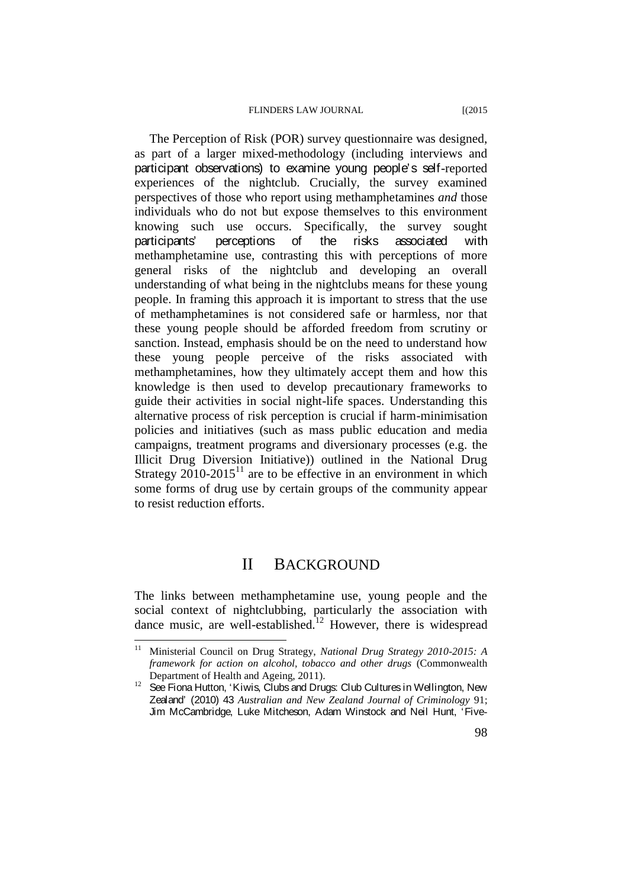The Perception of Risk (POR) survey questionnaire was designed, as part of a larger mixed-methodology (including interviews and participant observations) to examine young people's self-reported experiences of the nightclub. Crucially, the survey examined perspectives of those who report using methamphetamines *and* those individuals who do not but expose themselves to this environment knowing such use occurs. Specifically, the survey sought participants' perceptions of the risks associated with methamphetamine use, contrasting this with perceptions of more general risks of the nightclub and developing an overall understanding of what being in the nightclubs means for these young people. In framing this approach it is important to stress that the use of methamphetamines is not considered safe or harmless, nor that these young people should be afforded freedom from scrutiny or sanction. Instead, emphasis should be on the need to understand how these young people perceive of the risks associated with methamphetamines, how they ultimately accept them and how this knowledge is then used to develop precautionary frameworks to guide their activities in social night-life spaces. Understanding this alternative process of risk perception is crucial if harm-minimisation policies and initiatives (such as mass public education and media campaigns, treatment programs and diversionary processes (e.g. the Illicit Drug Diversion Initiative)) outlined in the National Drug Strategy 2010-2015[11] are to be effective in an environment in which some forms of drug use by certain groups of the community appear to resist reduction efforts.

# II BACKGROUND

The links between methamphetamine use, young people and the social context of nightclubbing, particularly the association with dance music, are well-established.[12] However, there is widespread

---

[11] Ministerial Council on Drug Strategy, *National Drug Strategy 2010-2015: A framework for action on alcohol, tobacco and other drugs* (Commonwealth Department of Health and Ageing, 2011).

[12] See Fiona Hutton, 'Kiwis, Clubs and Drugs: Club Cultures in Wellington, New Zealand' (2010) 43 *Australian and New Zealand Journal of Criminology* 91; Jim McCambridge, Luke Mitcheson, Adam Winstock and Neil Hunt, 'Five-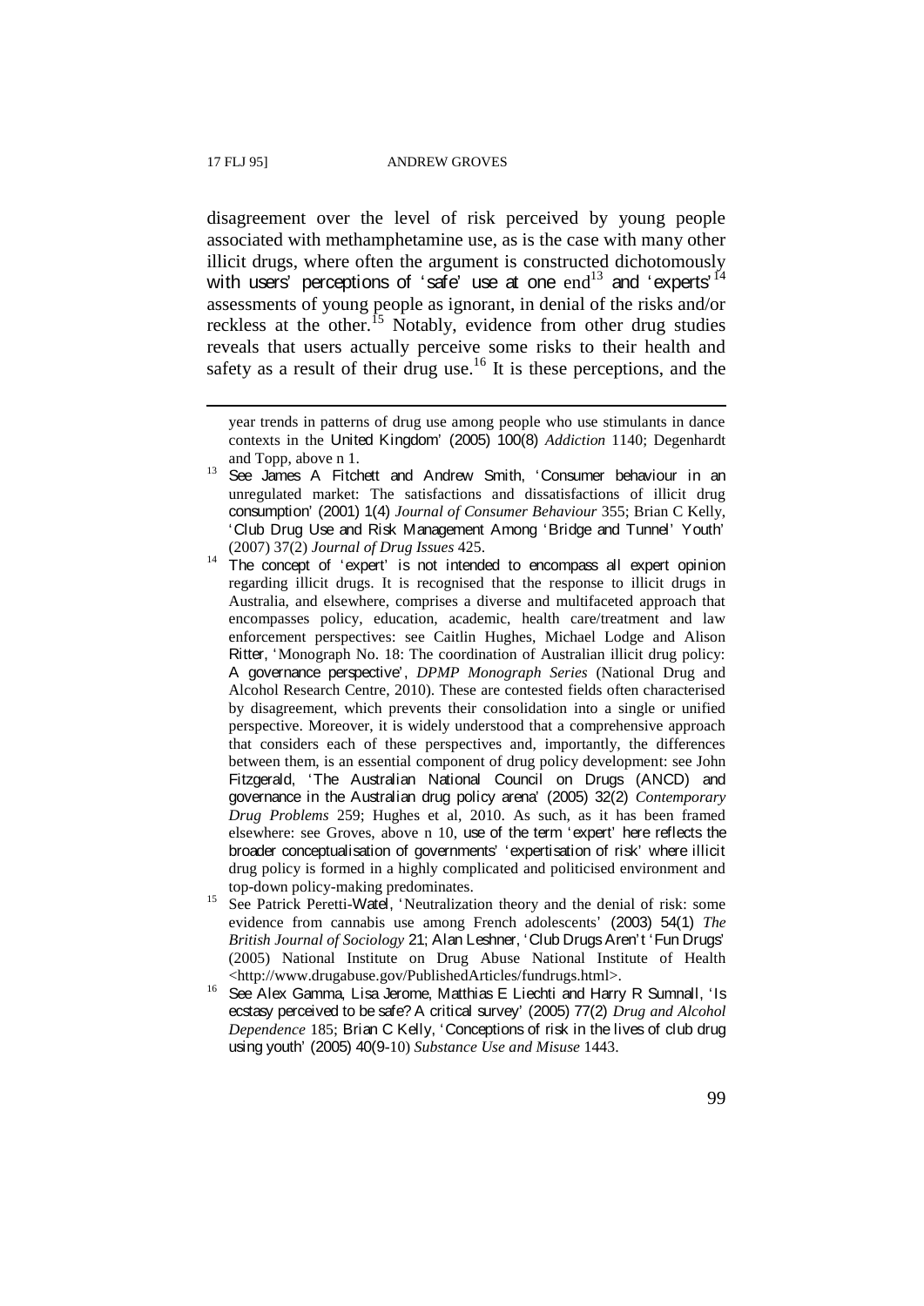disagreement over the level of risk perceived by young people associated with methamphetamine use, as is the case with many other illicit drugs, where often the argument is constructed dichotomously with users' perceptions of 'safe' use at one end[13] and 'experts'[14] assessments of young people as ignorant, in denial of the risks and/or reckless at the other.[15] Notably, evidence from other drug studies reveals that users actually perceive some risks to their health and safety as a result of their drug use.[16] It is these perceptions, and the

---

year trends in patterns of drug use among people who use stimulants in dance contexts in the United Kingdom' (2005) 100(8) *Addiction* 1140; Degenhardt and Topp, above n 1.

[13] See James A Fitchett and Andrew Smith, 'Consumer behaviour in an unregulated market: The satisfactions and dissatisfactions of illicit drug consumption' (2001) 1(4) *Journal of Consumer Behaviour* 355; Brian C Kelly, 'Club Drug Use and Risk Management Among 'Bridge and Tunnel' Youth' (2007) 37(2) *Journal of Drug Issues* 425.

[14] The concept of 'expert' is not intended to encompass all expert opinion regarding illicit drugs. It is recognised that the response to illicit drugs in Australia, and elsewhere, comprises a diverse and multifaceted approach that encompasses policy, education, academic, health care/treatment and law enforcement perspectives: see Caitlin Hughes, Michael Lodge and Alison Ritter, 'Monograph No. 18: The coordination of Australian illicit drug policy: A governance perspective', *DPMP Monograph Series* (National Drug and Alcohol Research Centre, 2010). These are contested fields often characterised by disagreement, which prevents their consolidation into a single or unified perspective. Moreover, it is widely understood that a comprehensive approach that considers each of these perspectives and, importantly, the differences between them, is an essential component of drug policy development: see John Fitzgerald, 'The Australian National Council on Drugs (ANCD) and governance in the Australian drug policy arena' (2005) 32(2) *Contemporary Drug Problems* 259; Hughes et al, 2010. As such, as it has been framed elsewhere: see Groves, above n 10, use of the term 'expert' here reflects the broader conceptualisation of governments' 'expertisation of risk' where illicit drug policy is formed in a highly complicated and politicised environment and top-down policy-making predominates.

[15] See Patrick Peretti-Watel, 'Neutralization theory and the denial of risk: some evidence from cannabis use among French adolescents' (2003) 54(1) *The British Journal of Sociology* 21; Alan Leshner, 'Club Drugs Aren't 'Fun Drugs' (2005) National Institute on Drug Abuse National Institute of Health <http://www.drugabuse.gov/PublishedArticles/fundrugs.html>.

[16] See Alex Gamma, Lisa Jerome, Matthias E Liechti and Harry R Sumnall, 'Is ecstasy perceived to be safe? A critical survey' (2005) 77(2) *Drug and Alcohol Dependence* 185; Brian C Kelly, 'Conceptions of risk in the lives of club drug using youth' (2005) 40(9-10) *Substance Use and Misuse* 1443.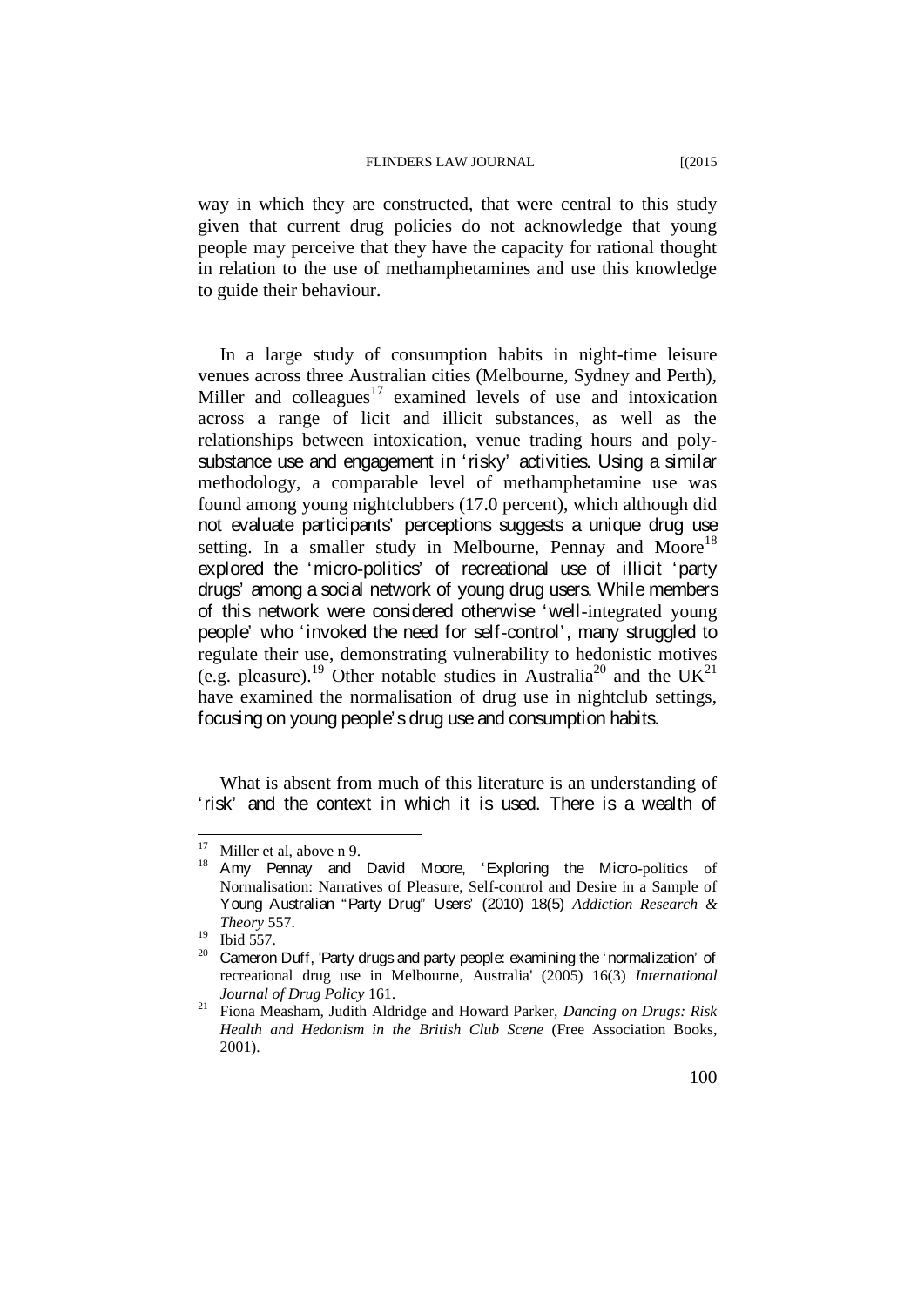way in which they are constructed, that were central to this study given that current drug policies do not acknowledge that young people may perceive that they have the capacity for rational thought in relation to the use of methamphetamines and use this knowledge to guide their behaviour.

In a large study of consumption habits in night-time leisure venues across three Australian cities (Melbourne, Sydney and Perth), Miller and colleagues[17] examined levels of use and intoxication across a range of licit and illicit substances, as well as the relationships between intoxication, venue trading hours and poly-substance use and engagement in 'risky' activities. Using a similar methodology, a comparable level of methamphetamine use was found among young nightclubbers (17.0 percent), which although did not evaluate participants' perceptions suggests a unique drug use setting. In a smaller study in Melbourne, Pennay and Moore[18] explored the 'micro-politics' of recreational use of illicit 'party drugs' among a social network of young drug users. While members of this network were considered otherwise 'well-integrated young people' who 'invoked the need for self-control', many struggled to regulate their use, demonstrating vulnerability to hedonistic motives (e.g. pleasure).[19] Other notable studies in Australia[20] and the UK[21] have examined the normalisation of drug use in nightclub settings, focusing on young people's drug use and consumption habits.

What is absent from much of this literature is an understanding of 'risk' and the context in which it is used. There is a wealth of

---

[17] Miller et al, above n 9.

[18] Amy Pennay and David Moore, 'Exploring the Micro-politics of Normalisation: Narratives of Pleasure, Self-control and Desire in a Sample of Young Australian "Party Drug" Users' (2010) 18(5) *Addiction Research & Theory* 557.

[19] Ibid 557.

[20] Cameron Duff, 'Party drugs and party people: examining the 'normalization' of recreational drug use in Melbourne, Australia' (2005) 16(3) *International Journal of Drug Policy* 161.

[21] Fiona Measham, Judith Aldridge and Howard Parker, *Dancing on Drugs: Risk Health and Hedonism in the British Club Scene* (Free Association Books, 2001).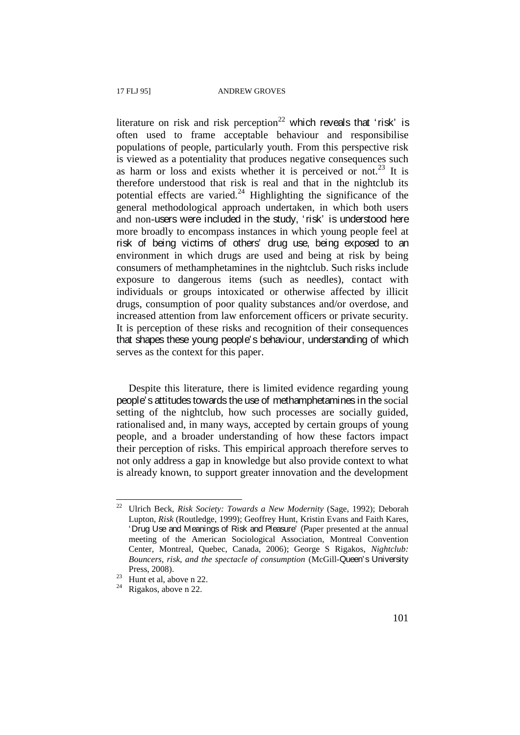literature on risk and risk perception[22] which reveals that 'risk' is often used to frame acceptable behaviour and responsibilise populations of people, particularly youth. From this perspective risk is viewed as a potentiality that produces negative consequences such as harm or loss and exists whether it is perceived or not.[23] It is therefore understood that risk is real and that in the nightclub its potential effects are varied.[24] Highlighting the significance of the general methodological approach undertaken, in which both users and non-users were included in the study, 'risk' is understood here more broadly to encompass instances in which young people feel at risk of being victims of others' drug use, being exposed to an environment in which drugs are used and being at risk by being consumers of methamphetamines in the nightclub. Such risks include exposure to dangerous items (such as needles), contact with individuals or groups intoxicated or otherwise affected by illicit drugs, consumption of poor quality substances and/or overdose, and increased attention from law enforcement officers or private security. It is perception of these risks and recognition of their consequences that shapes these young people's behaviour, understanding of which serves as the context for this paper.

Despite this literature, there is limited evidence regarding young people's attitudes towards the use of methamphetamines in the social setting of the nightclub, how such processes are socially guided, rationalised and, in many ways, accepted by certain groups of young people, and a broader understanding of how these factors impact their perception of risks. This empirical approach therefore serves to not only address a gap in knowledge but also provide context to what is already known, to support greater innovation and the development

---

[22] Ulrich Beck, *Risk Society: Towards a New Modernity* (Sage, 1992); Deborah Lupton, *Risk* (Routledge, 1999); Geoffrey Hunt, Kristin Evans and Faith Kares, 'Drug Use and Meanings of Risk and Pleasure' (Paper presented at the annual meeting of the American Sociological Association, Montreal Convention Center, Montreal, Quebec, Canada, 2006); George S Rigakos, *Nightclub: Bouncers, risk, and the spectacle of consumption* (McGill-Queen's University Press, 2008).

[23] Hunt et al, above n 22.

[24] Rigakos, above n 22.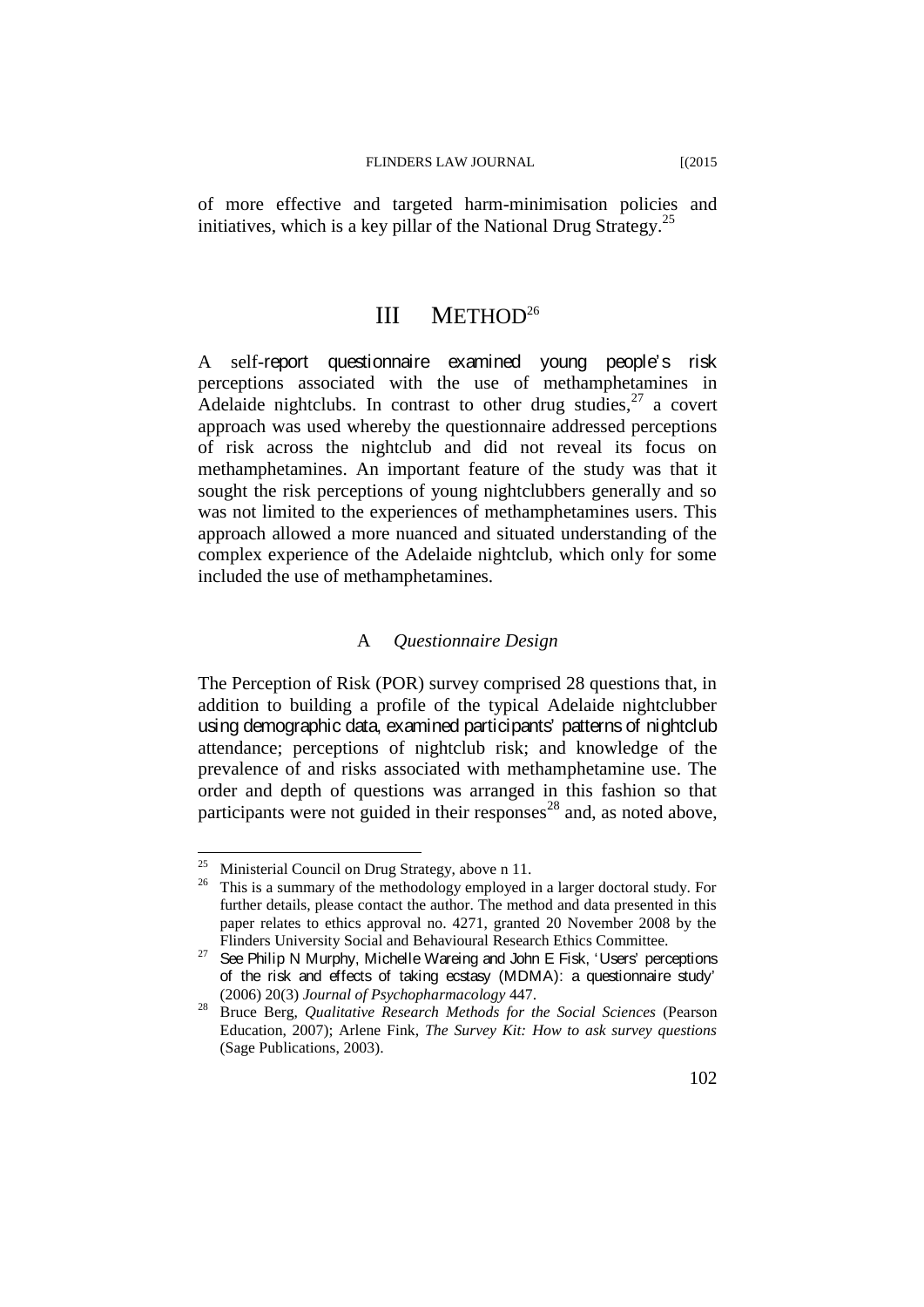of more effective and targeted harm-minimisation policies and initiatives, which is a key pillar of the National Drug Strategy.[25]

## III METHOD[26]

A self-report questionnaire examined young people's risk perceptions associated with the use of methamphetamines in Adelaide nightclubs. In contrast to other drug studies,[27] a covert approach was used whereby the questionnaire addressed perceptions of risk across the nightclub and did not reveal its focus on methamphetamines. An important feature of the study was that it sought the risk perceptions of young nightclubbers generally and so was not limited to the experiences of methamphetamines users. This approach allowed a more nuanced and situated understanding of the complex experience of the Adelaide nightclub, which only for some included the use of methamphetamines.

### A *Questionnaire Design*

The Perception of Risk (POR) survey comprised 28 questions that, in addition to building a profile of the typical Adelaide nightclubber using demographic data, examined participants' patterns of nightclub attendance; perceptions of nightclub risk; and knowledge of the prevalence of and risks associated with methamphetamine use. The order and depth of questions was arranged in this fashion so that participants were not guided in their responses[28] and, as noted above,

---

[25] Ministerial Council on Drug Strategy, above n 11.

[26] This is a summary of the methodology employed in a larger doctoral study. For further details, please contact the author. The method and data presented in this paper relates to ethics approval no. 4271, granted 20 November 2008 by the Flinders University Social and Behavioural Research Ethics Committee.

[27] See Philip N Murphy, Michelle Wareing and John E Fisk, 'Users' perceptions of the risk and effects of taking ecstasy (MDMA): a questionnaire study' (2006) 20(3) *Journal of Psychopharmacology* 447.

[28] Bruce Berg, *Qualitative Research Methods for the Social Sciences* (Pearson Education, 2007); Arlene Fink, *The Survey Kit: How to ask survey questions* (Sage Publications, 2003).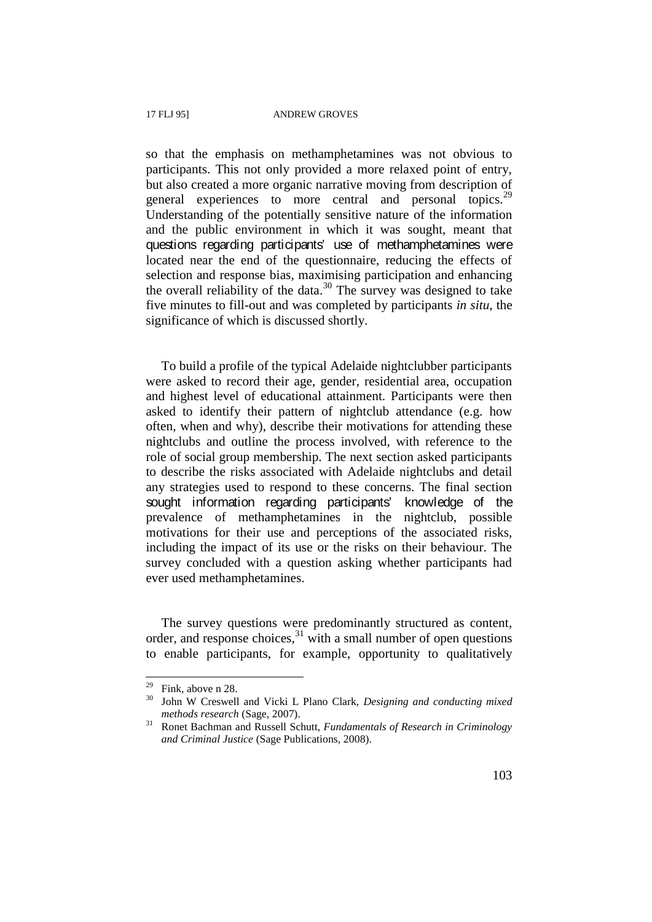so that the emphasis on methamphetamines was not obvious to participants. This not only provided a more relaxed point of entry, but also created a more organic narrative moving from description of general experiences to more central and personal topics.[29] Understanding of the potentially sensitive nature of the information and the public environment in which it was sought, meant that questions regarding participants' use of methamphetamines were located near the end of the questionnaire, reducing the effects of selection and response bias, maximising participation and enhancing the overall reliability of the data.[30] The survey was designed to take five minutes to fill-out and was completed by participants *in situ*, the significance of which is discussed shortly.

To build a profile of the typical Adelaide nightclubber participants were asked to record their age, gender, residential area, occupation and highest level of educational attainment. Participants were then asked to identify their pattern of nightclub attendance (e.g. how often, when and why), describe their motivations for attending these nightclubs and outline the process involved, with reference to the role of social group membership. The next section asked participants to describe the risks associated with Adelaide nightclubs and detail any strategies used to respond to these concerns. The final section sought information regarding participants' knowledge of the prevalence of methamphetamines in the nightclub, possible motivations for their use and perceptions of the associated risks, including the impact of its use or the risks on their behaviour. The survey concluded with a question asking whether participants had ever used methamphetamines.

The survey questions were predominantly structured as content, order, and response choices,[31] with a small number of open questions to enable participants, for example, opportunity to qualitatively

---

[29] Fink, above n 28.

[30] John W Creswell and Vicki L Plano Clark, *Designing and conducting mixed methods research* (Sage, 2007).

[31] Ronet Bachman and Russell Schutt, *Fundamentals of Research in Criminology and Criminal Justice* (Sage Publications, 2008).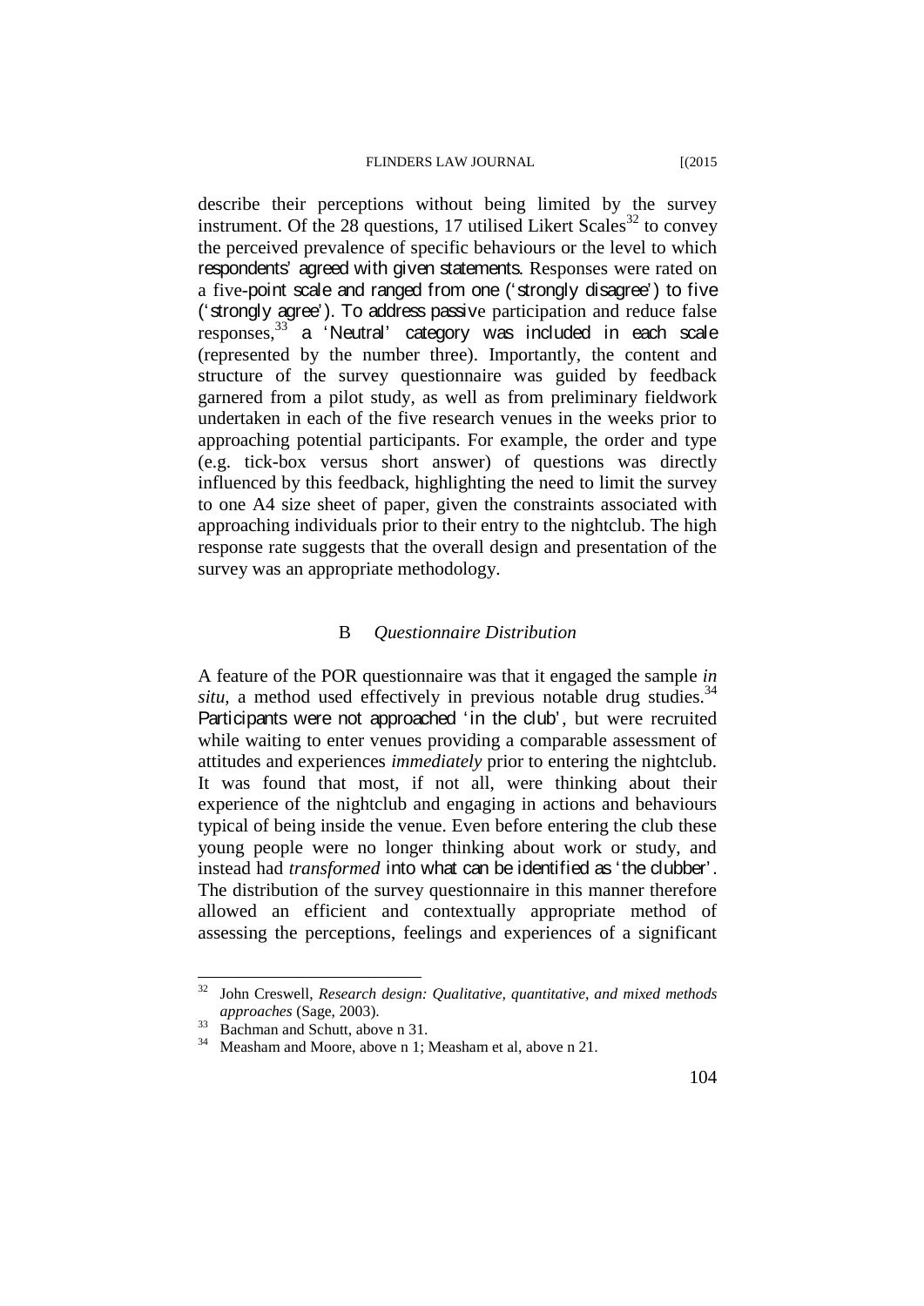describe their perceptions without being limited by the survey instrument. Of the 28 questions, 17 utilised Likert Scales[32] to convey the perceived prevalence of specific behaviours or the level to which respondents' agreed with given statements. Responses were rated on a five-point scale and ranged from one ('strongly disagree') to five ('strongly agree'). To address passive participation and reduce false responses,[33] a 'Neutral' category was included in each scale (represented by the number three). Importantly, the content and structure of the survey questionnaire was guided by feedback garnered from a pilot study, as well as from preliminary fieldwork undertaken in each of the five research venues in the weeks prior to approaching potential participants. For example, the order and type (e.g. tick-box versus short answer) of questions was directly influenced by this feedback, highlighting the need to limit the survey to one A4 size sheet of paper, given the constraints associated with approaching individuals prior to their entry to the nightclub. The high response rate suggests that the overall design and presentation of the survey was an appropriate methodology.

### B *Questionnaire Distribution*

A feature of the POR questionnaire was that it engaged the sample *in situ*, a method used effectively in previous notable drug studies.[34] Participants were not approached 'in the club', but were recruited while waiting to enter venues providing a comparable assessment of attitudes and experiences *immediately* prior to entering the nightclub. It was found that most, if not all, were thinking about their experience of the nightclub and engaging in actions and behaviours typical of being inside the venue. Even before entering the club these young people were no longer thinking about work or study, and instead had *transformed* into what can be identified as 'the clubber'. The distribution of the survey questionnaire in this manner therefore allowed an efficient and contextually appropriate method of assessing the perceptions, feelings and experiences of a significant

---

[32] John Creswell, *Research design: Qualitative, quantitative, and mixed methods approaches* (Sage, 2003).

[33] Bachman and Schutt, above n 31.

[34] Measham and Moore, above n 1; Measham et al, above n 21.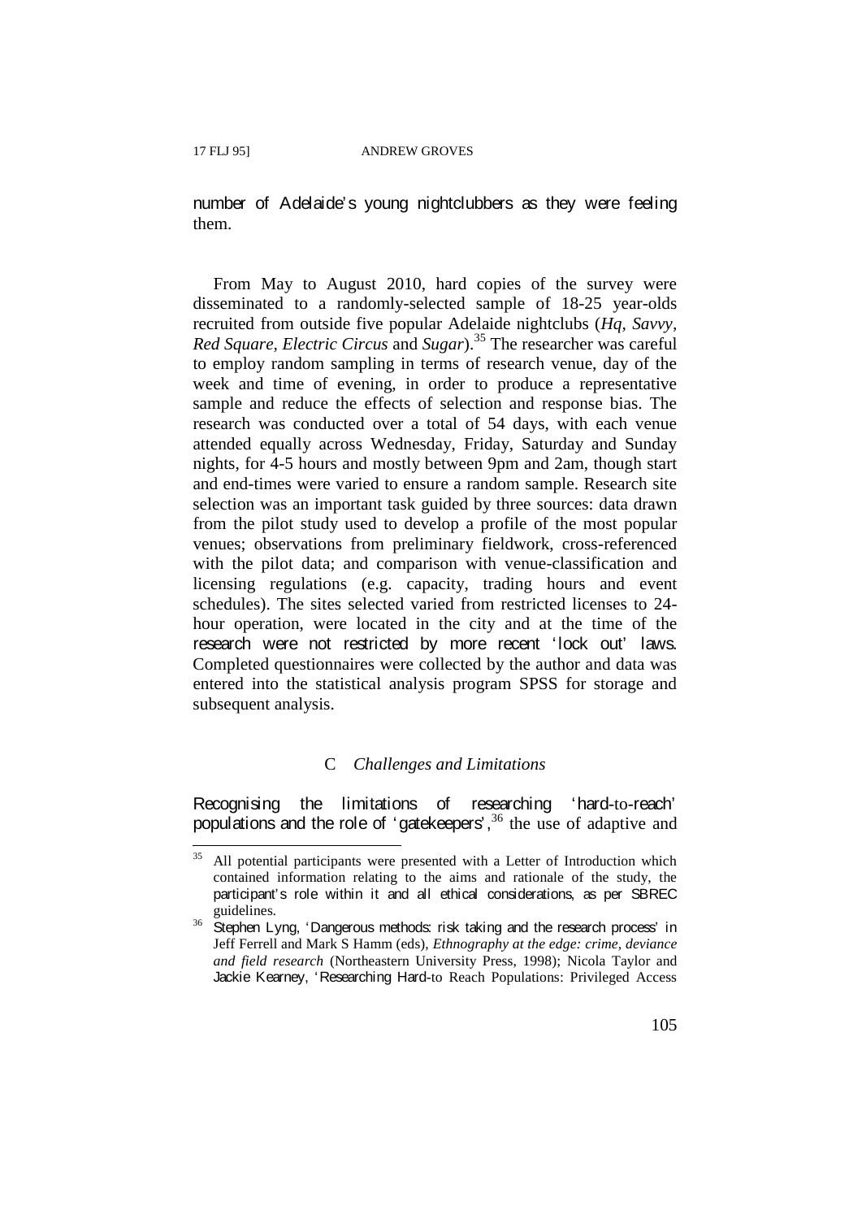number of Adelaide's young nightclubbers as they were feeling them.

From May to August 2010, hard copies of the survey were disseminated to a randomly-selected sample of 18-25 year-olds recruited from outside five popular Adelaide nightclubs (*Hq*, *Savvy*, *Red Square*, *Electric Circus* and *Sugar*).[35] The researcher was careful to employ random sampling in terms of research venue, day of the week and time of evening, in order to produce a representative sample and reduce the effects of selection and response bias. The research was conducted over a total of 54 days, with each venue attended equally across Wednesday, Friday, Saturday and Sunday nights, for 4-5 hours and mostly between 9pm and 2am, though start and end-times were varied to ensure a random sample. Research site selection was an important task guided by three sources: data drawn from the pilot study used to develop a profile of the most popular venues; observations from preliminary fieldwork, cross-referenced with the pilot data; and comparison with venue-classification and licensing regulations (e.g. capacity, trading hours and event schedules). The sites selected varied from restricted licenses to 24-hour operation, were located in the city and at the time of the research were not restricted by more recent 'lock out' laws. Completed questionnaires were collected by the author and data was entered into the statistical analysis program SPSS for storage and subsequent analysis.

### C *Challenges and Limitations*

Recognising the limitations of researching 'hard-to-reach' populations and the role of 'gatekeepers',[36] the use of adaptive and

---

[35] All potential participants were presented with a Letter of Introduction which contained information relating to the aims and rationale of the study, the participant's role within it and all ethical considerations, as per SBREC guidelines.

[36] Stephen Lyng, 'Dangerous methods: risk taking and the research process' in Jeff Ferrell and Mark S Hamm (eds), *Ethnography at the edge: crime, deviance and field research* (Northeastern University Press, 1998); Nicola Taylor and Jackie Kearney, 'Researching Hard-to Reach Populations: Privileged Access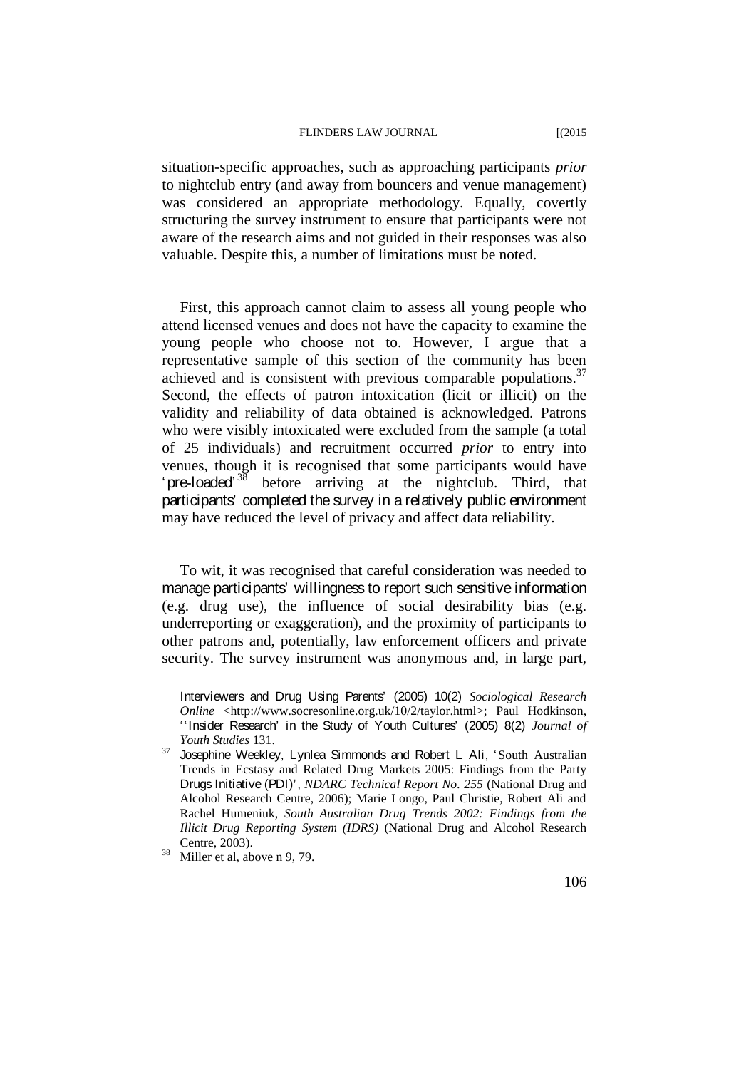situation-specific approaches, such as approaching participants *prior* to nightclub entry (and away from bouncers and venue management) was considered an appropriate methodology. Equally, covertly structuring the survey instrument to ensure that participants were not aware of the research aims and not guided in their responses was also valuable. Despite this, a number of limitations must be noted.

First, this approach cannot claim to assess all young people who attend licensed venues and does not have the capacity to examine the young people who choose not to. However, I argue that a representative sample of this section of the community has been achieved and is consistent with previous comparable populations.[37] Second, the effects of patron intoxication (licit or illicit) on the validity and reliability of data obtained is acknowledged. Patrons who were visibly intoxicated were excluded from the sample (a total of 25 individuals) and recruitment occurred *prior* to entry into venues, though it is recognised that some participants would have 'pre-loaded'[38] before arriving at the nightclub. Third, that participants' completed the survey in a relatively public environment may have reduced the level of privacy and affect data reliability.

To wit, it was recognised that careful consideration was needed to manage participants' willingness to report such sensitive information (e.g. drug use), the influence of social desirability bias (e.g. underreporting or exaggeration), and the proximity of participants to other patrons and, potentially, law enforcement officers and private security. The survey instrument was anonymous and, in large part,

---

Interviewers and Drug Using Parents' (2005) 10(2) *Sociological Research Online* <http://www.socresonline.org.uk/10/2/taylor.html>; Paul Hodkinson, ''Insider Research' in the Study of Youth Cultures' (2005) 8(2) *Journal of Youth Studies* 131.

[37] Josephine Weekley, Lynlea Simmonds and Robert L Ali, 'South Australian Trends in Ecstasy and Related Drug Markets 2005: Findings from the Party Drugs Initiative (PDI)', *NDARC Technical Report No. 255* (National Drug and Alcohol Research Centre, 2006); Marie Longo, Paul Christie, Robert Ali and Rachel Humeniuk, *South Australian Drug Trends 2002: Findings from the Illicit Drug Reporting System (IDRS)* (National Drug and Alcohol Research Centre, 2003).

[38] Miller et al, above n 9, 79.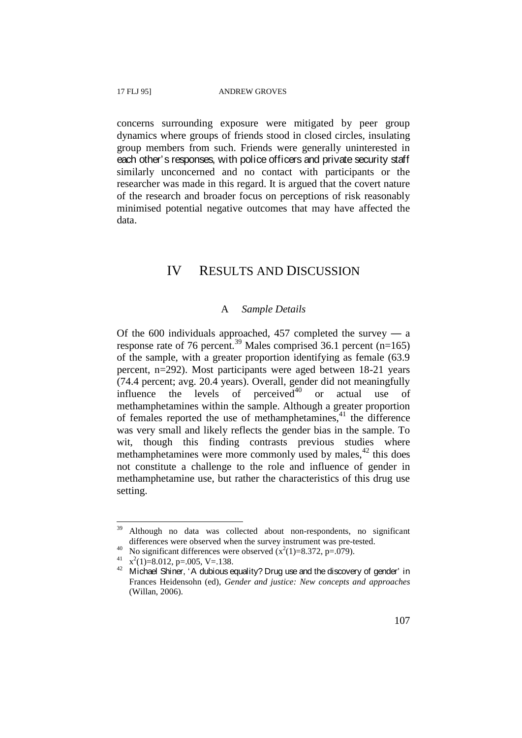concerns surrounding exposure were mitigated by peer group dynamics where groups of friends stood in closed circles, insulating group members from such. Friends were generally uninterested in each other's responses, with police officers and private security staff similarly unconcerned and no contact with participants or the researcher was made in this regard. It is argued that the covert nature of the research and broader focus on perceptions of risk reasonably minimised potential negative outcomes that may have affected the data.

# IV RESULTS AND DISCUSSION

## A *Sample Details*

Of the 600 individuals approached, 457 completed the survey — a response rate of 76 percent.[39] Males comprised 36.1 percent (n=165) of the sample, with a greater proportion identifying as female (63.9 percent, n=292). Most participants were aged between 18-21 years (74.4 percent; avg. 20.4 years). Overall, gender did not meaningfully influence the levels of perceived[40] or actual use of methamphetamines within the sample. Although a greater proportion of females reported the use of methamphetamines,[41] the difference was very small and likely reflects the gender bias in the sample. To wit, though this finding contrasts previous studies where methamphetamines were more commonly used by males,[42] this does not constitute a challenge to the role and influence of gender in methamphetamine use, but rather the characteristics of this drug use setting.

---

[39] Although no data was collected about non-respondents, no significant differences were observed when the survey instrument was pre-tested.

[40] No significant differences were observed ($x^2(1)=8.372$, $p=.079$).

[41] $x^2(1)=8.012$, $p=.005$, $V=.138$.

[42] Michael Shiner, 'A dubious equality? Drug use and the discovery of gender' in Frances Heidensohn (ed), *Gender and justice: New concepts and approaches* (Willan, 2006).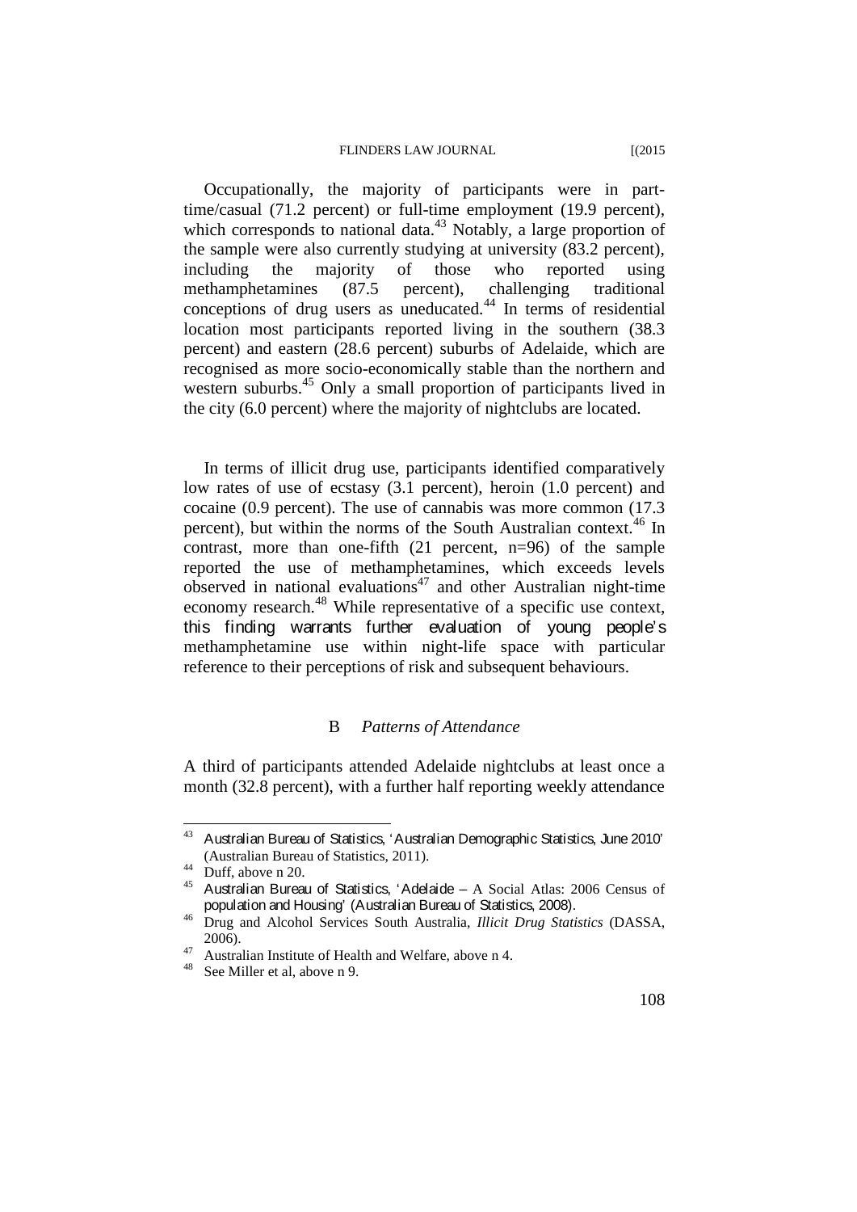Occupationally, the majority of participants were in part-time/casual (71.2 percent) or full-time employment (19.9 percent), which corresponds to national data.[43] Notably, a large proportion of the sample were also currently studying at university (83.2 percent), including the majority of those who reported using methamphetamines (87.5 percent), challenging traditional conceptions of drug users as uneducated.[44] In terms of residential location most participants reported living in the southern (38.3 percent) and eastern (28.6 percent) suburbs of Adelaide, which are recognised as more socio-economically stable than the northern and western suburbs.[45] Only a small proportion of participants lived in the city (6.0 percent) where the majority of nightclubs are located.

In terms of illicit drug use, participants identified comparatively low rates of use of ecstasy (3.1 percent), heroin (1.0 percent) and cocaine (0.9 percent). The use of cannabis was more common (17.3 percent), but within the norms of the South Australian context.[46] In contrast, more than one-fifth (21 percent, n=96) of the sample reported the use of methamphetamines, which exceeds levels observed in national evaluations[47] and other Australian night-time economy research.[48] While representative of a specific use context, this finding warrants further evaluation of young people's methamphetamine use within night-life space with particular reference to their perceptions of risk and subsequent behaviours.

### B *Patterns of Attendance*

A third of participants attended Adelaide nightclubs at least once a month (32.8 percent), with a further half reporting weekly attendance

---

[43] Australian Bureau of Statistics, 'Australian Demographic Statistics, June 2010' (Australian Bureau of Statistics, 2011).

[44] Duff, above n 20.

[45] Australian Bureau of Statistics, 'Adelaide – A Social Atlas: 2006 Census of population and Housing' (Australian Bureau of Statistics, 2008).

[46] Drug and Alcohol Services South Australia, *Illicit Drug Statistics* (DASSA, 2006).

[47] Australian Institute of Health and Welfare, above n 4.

[48] See Miller et al, above n 9.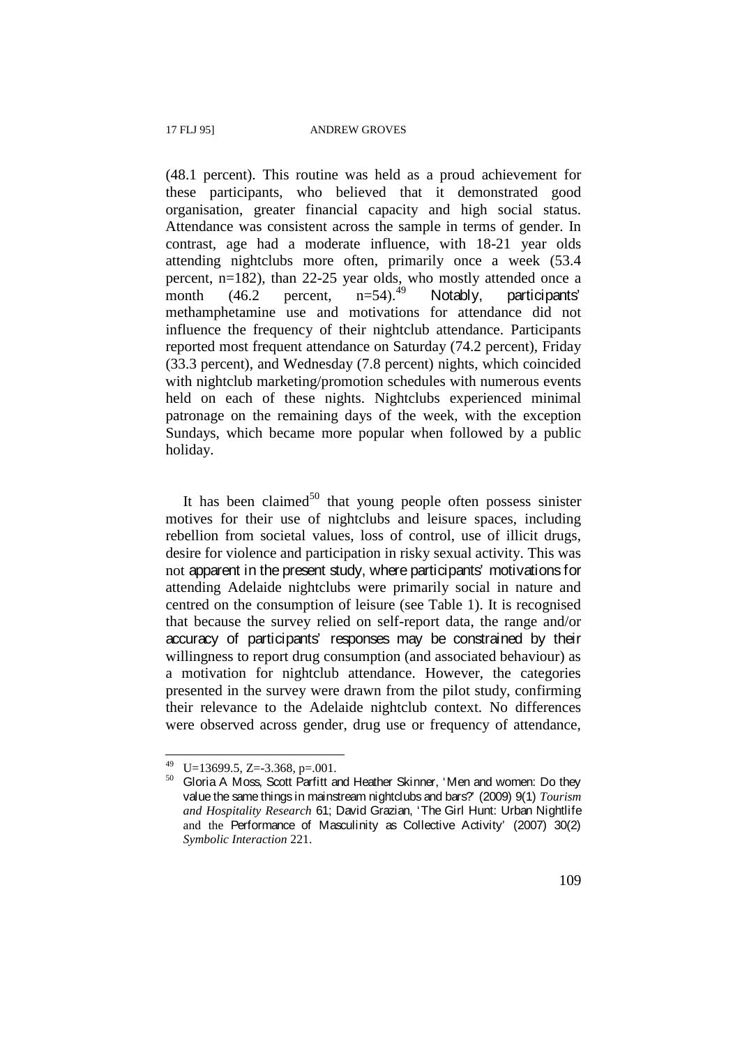(48.1 percent). This routine was held as a proud achievement for these participants, who believed that it demonstrated good organisation, greater financial capacity and high social status. Attendance was consistent across the sample in terms of gender. In contrast, age had a moderate influence, with 18-21 year olds attending nightclubs more often, primarily once a week (53.4 percent, n=182), than 22-25 year olds, who mostly attended once a month (46.2 percent, n=54).[49] Notably, participants' methamphetamine use and motivations for attendance did not influence the frequency of their nightclub attendance. Participants reported most frequent attendance on Saturday (74.2 percent), Friday (33.3 percent), and Wednesday (7.8 percent) nights, which coincided with nightclub marketing/promotion schedules with numerous events held on each of these nights. Nightclubs experienced minimal patronage on the remaining days of the week, with the exception Sundays, which became more popular when followed by a public holiday.

It has been claimed[50] that young people often possess sinister motives for their use of nightclubs and leisure spaces, including rebellion from societal values, loss of control, use of illicit drugs, desire for violence and participation in risky sexual activity. This was not apparent in the present study, where participants' motivations for attending Adelaide nightclubs were primarily social in nature and centred on the consumption of leisure (see Table 1). It is recognised that because the survey relied on self-report data, the range and/or accuracy of participants' responses may be constrained by their willingness to report drug consumption (and associated behaviour) as a motivation for nightclub attendance. However, the categories presented in the survey were drawn from the pilot study, confirming their relevance to the Adelaide nightclub context. No differences were observed across gender, drug use or frequency of attendance,

---

[49] U=13699.5, Z=-3.368, p=.001.

[50] Gloria A Moss, Scott Parfitt and Heather Skinner, 'Men and women: Do they value the same things in mainstream nightclubs and bars?' (2009) 9(1) *Tourism and Hospitality Research* 61; David Grazian, 'The Girl Hunt: Urban Nightlife and the Performance of Masculinity as Collective Activity' (2007) 30(2) *Symbolic Interaction* 221.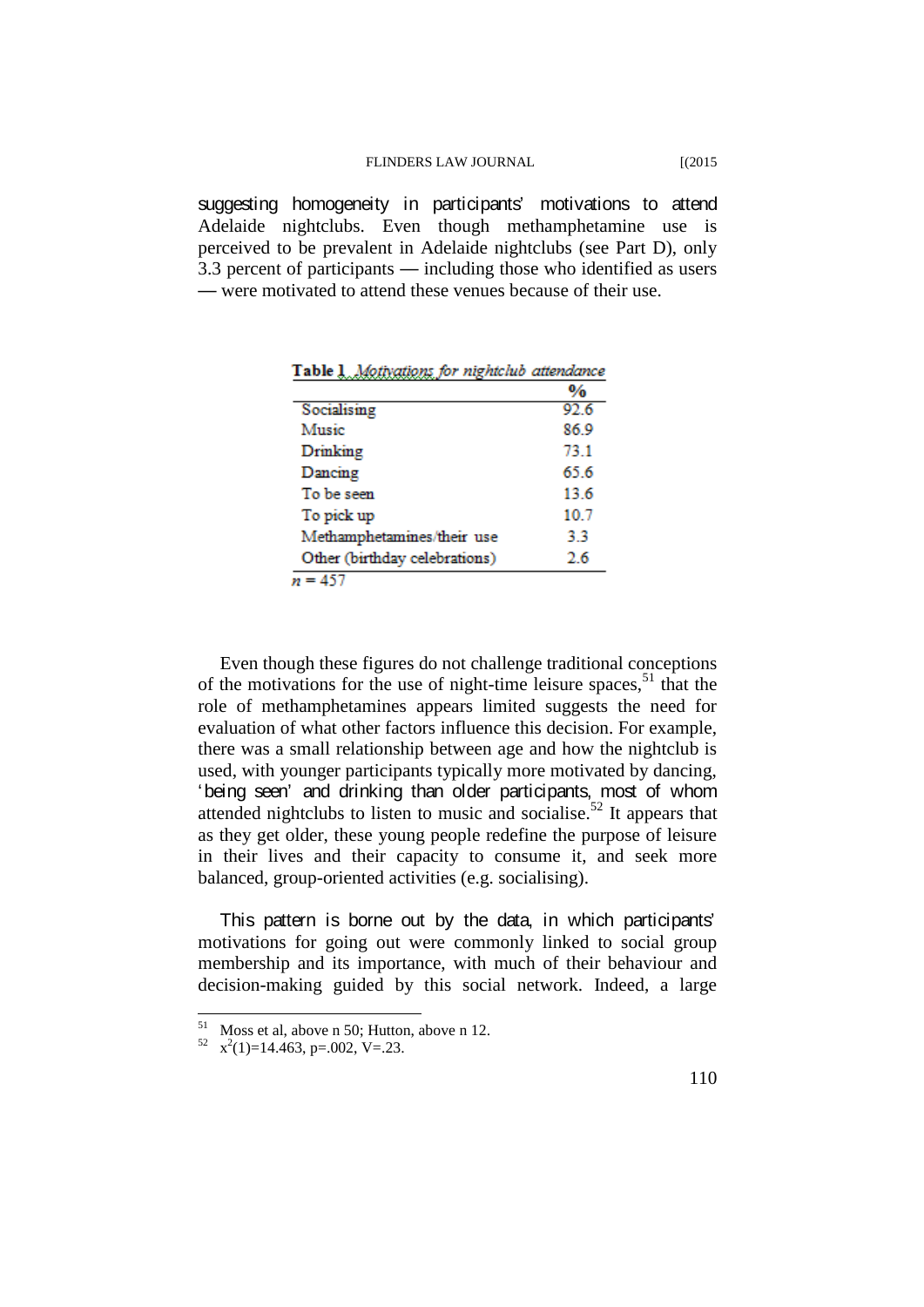suggesting homogeneity in participants' motivations to attend Adelaide nightclubs. Even though methamphetamine use is perceived to be prevalent in Adelaide nightclubs (see Part D), only 3.3 percent of participants — including those who identified as users — were motivated to attend these venues because of their use.

**Table 1** *Motivations for nightclub attendance*

| | % |
|---|---|
| Socialising | 92.6 |
| Music | 86.9 |
| Drinking | 73.1 |
| Dancing | 65.6 |
| To be seen | 13.6 |
| To pick up | 10.7 |
| Methamphetamines/their use | 3.3 |
| Other (birthday celebrations) | 2.6 |

*n* = 457

Even though these figures do not challenge traditional conceptions of the motivations for the use of night-time leisure spaces,[51] that the role of methamphetamines appears limited suggests the need for evaluation of what other factors influence this decision. For example, there was a small relationship between age and how the nightclub is used, with younger participants typically more motivated by dancing, 'being seen' and drinking than older participants, most of whom attended nightclubs to listen to music and socialise.[52] It appears that as they get older, these young people redefine the purpose of leisure in their lives and their capacity to consume it, and seek more balanced, group-oriented activities (e.g. socialising).

This pattern is borne out by the data, in which participants' motivations for going out were commonly linked to social group membership and its importance, with much of their behaviour and decision-making guided by this social network. Indeed, a large

---

[51] Moss et al, above n 50; Hutton, above n 12.

[52] $x^2(1)=14.463$, $p=.002$, $V=.23$.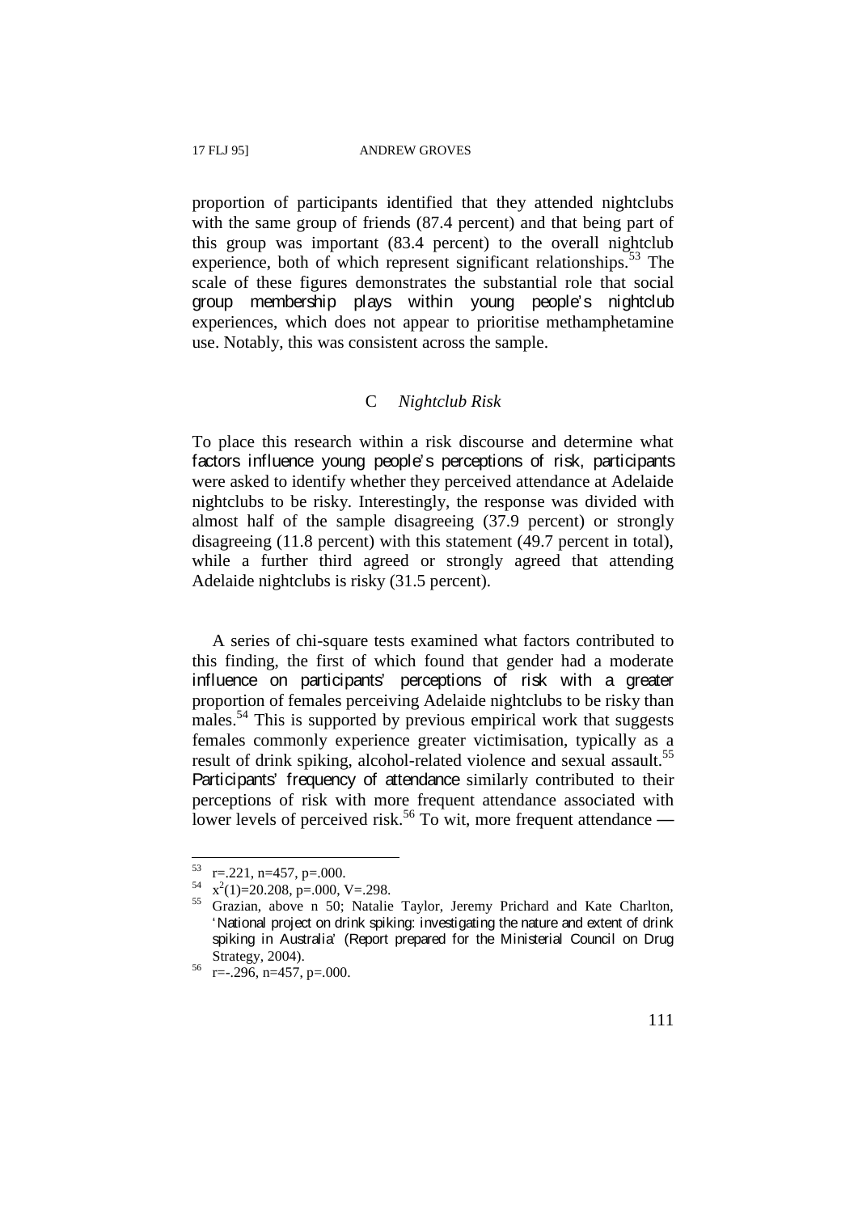proportion of participants identified that they attended nightclubs with the same group of friends (87.4 percent) and that being part of this group was important (83.4 percent) to the overall nightclub experience, both of which represent significant relationships.[53] The scale of these figures demonstrates the substantial role that social group membership plays within young people's nightclub experiences, which does not appear to prioritise methamphetamine use. Notably, this was consistent across the sample.

### C *Nightclub Risk*

To place this research within a risk discourse and determine what factors influence young people's perceptions of risk, participants were asked to identify whether they perceived attendance at Adelaide nightclubs to be risky. Interestingly, the response was divided with almost half of the sample disagreeing (37.9 percent) or strongly disagreeing (11.8 percent) with this statement (49.7 percent in total), while a further third agreed or strongly agreed that attending Adelaide nightclubs is risky (31.5 percent).

A series of chi-square tests examined what factors contributed to this finding, the first of which found that gender had a moderate influence on participants' perceptions of risk with a greater proportion of females perceiving Adelaide nightclubs to be risky than males.[54] This is supported by previous empirical work that suggests females commonly experience greater victimisation, typically as a result of drink spiking, alcohol-related violence and sexual assault.[55] Participants' frequency of attendance similarly contributed to their perceptions of risk with more frequent attendance associated with lower levels of perceived risk.[56] To wit, more frequent attendance —

---

[53] $r=.221$, $n=457$, $p=.000$.

[54] $x^2(1)=20.208$, $p=.000$, $V=.298$.

[55] Grazian, above n 50; Natalie Taylor, Jeremy Prichard and Kate Charlton, 'National project on drink spiking: investigating the nature and extent of drink spiking in Australia' (Report prepared for the Ministerial Council on Drug Strategy, 2004).

[56] $r=-.296$, $n=457$, $p=.000$.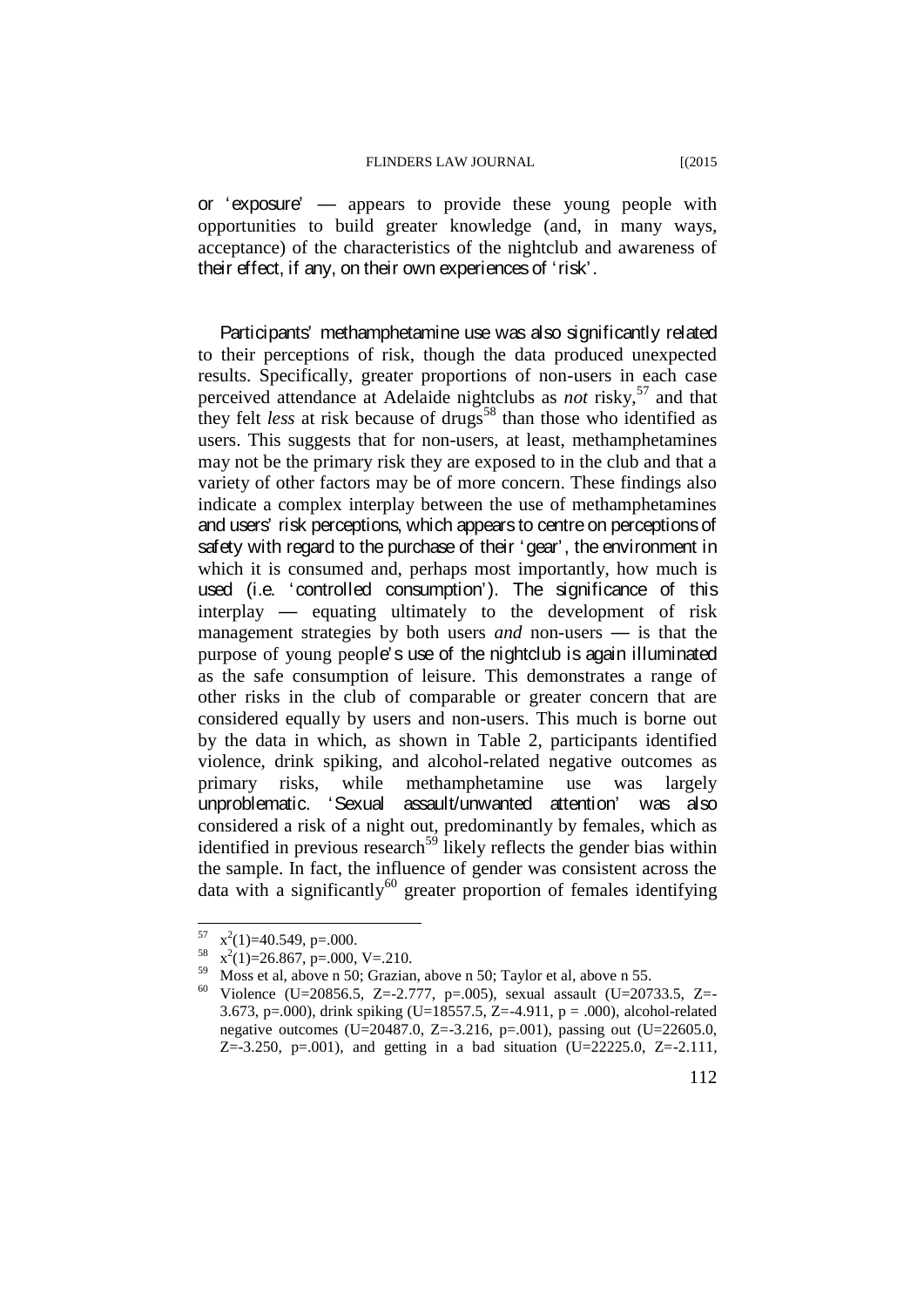or 'exposure' — appears to provide these young people with opportunities to build greater knowledge (and, in many ways, acceptance) of the characteristics of the nightclub and awareness of their effect, if any, on their own experiences of 'risk'.

Participants' methamphetamine use was also significantly related to their perceptions of risk, though the data produced unexpected results. Specifically, greater proportions of non-users in each case perceived attendance at Adelaide nightclubs as *not* risky,[57] and that they felt *less* at risk because of drugs[58] than those who identified as users. This suggests that for non-users, at least, methamphetamines may not be the primary risk they are exposed to in the club and that a variety of other factors may be of more concern. These findings also indicate a complex interplay between the use of methamphetamines and users' risk perceptions, which appears to centre on perceptions of safety with regard to the purchase of their 'gear', the environment in which it is consumed and, perhaps most importantly, how much is used (i.e. 'controlled consumption'). The significance of this interplay — equating ultimately to the development of risk management strategies by both users *and* non-users — is that the purpose of young people's use of the nightclub is again illuminated as the safe consumption of leisure. This demonstrates a range of other risks in the club of comparable or greater concern that are considered equally by users and non-users. This much is borne out by the data in which, as shown in Table 2, participants identified violence, drink spiking, and alcohol-related negative outcomes as primary risks, while methamphetamine use was largely unproblematic. 'Sexual assault/unwanted attention' was also considered a risk of a night out, predominantly by females, which as identified in previous research[59] likely reflects the gender bias within the sample. In fact, the influence of gender was consistent across the data with a significantly[60] greater proportion of females identifying

---

[57] $x^2(1)=40.549$, p=.000.

[58] $x^2(1)=26.867$, p=.000, V=.210.

[59] Moss et al, above n 50; Grazian, above n 50; Taylor et al, above n 55.

[60] Violence (U=20856.5, Z=-2.777, p=.005), sexual assault (U=20733.5, Z=-3.673, p=.000), drink spiking (U=18557.5, Z=-4.911, p = .000), alcohol-related negative outcomes (U=20487.0, Z=-3.216, p=.001), passing out (U=22605.0, Z=-3.250, p=.001), and getting in a bad situation (U=22225.0, Z=-2.111,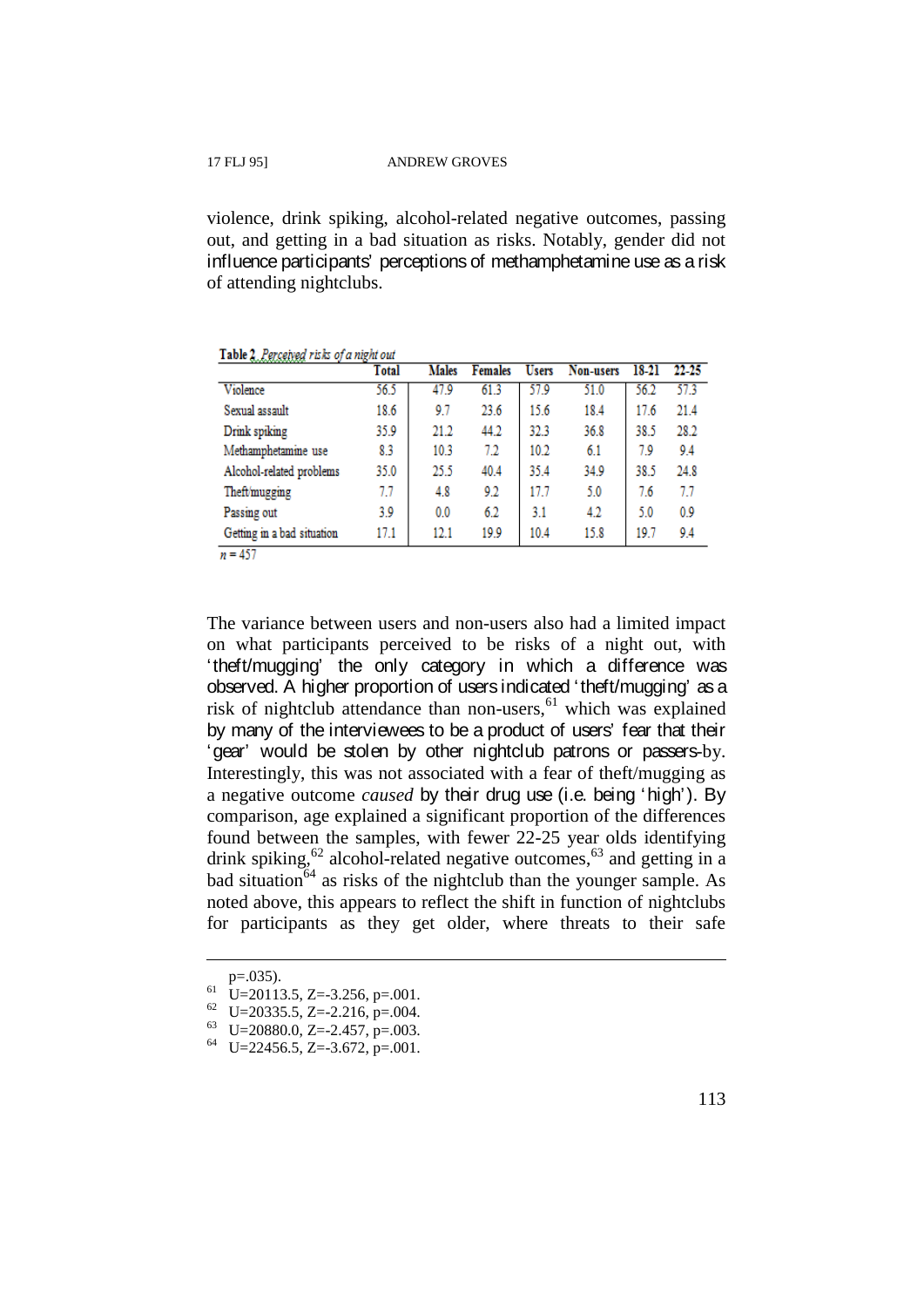violence, drink spiking, alcohol-related negative outcomes, passing out, and getting in a bad situation as risks. Notably, gender did not influence participants' perceptions of methamphetamine use as a risk of attending nightclubs.

**Table 2** *Perceived risks of a night out*

| | Total | Males | Females | Users | Non-users | 18-21 | 22-25 |
|---|---|---|---|---|---|---|---|
| Violence | 56.5 | 47.9 | 61.3 | 57.9 | 51.0 | 56.2 | 57.3 |
| Sexual assault | 18.6 | 9.7 | 23.6 | 15.6 | 18.4 | 17.6 | 21.4 |
| Drink spiking | 35.9 | 21.2 | 44.2 | 32.3 | 36.8 | 38.5 | 28.2 |
| Methamphetamine use | 8.3 | 10.3 | 7.2 | 10.2 | 6.1 | 7.9 | 9.4 |
| Alcohol-related problems | 35.0 | 25.5 | 40.4 | 35.4 | 34.9 | 38.5 | 24.8 |
| Theft/mugging | 7.7 | 4.8 | 9.2 | 17.7 | 5.0 | 7.6 | 7.7 |
| Passing out | 3.9 | 0.0 | 6.2 | 3.1 | 4.2 | 5.0 | 0.9 |
| Getting in a bad situation | 17.1 | 12.1 | 19.9 | 10.4 | 15.8 | 19.7 | 9.4 |

*n* = 457

The variance between users and non-users also had a limited impact on what participants perceived to be risks of a night out, with 'theft/mugging' the only category in which a difference was observed. A higher proportion of users indicated 'theft/mugging' as a risk of nightclub attendance than non-users,[61] which was explained by many of the interviewees to be a product of users' fear that their 'gear' would be stolen by other nightclub patrons or passers-by. Interestingly, this was not associated with a fear of theft/mugging as a negative outcome *caused* by their drug use (i.e. being 'high'). By comparison, age explained a significant proportion of the differences found between the samples, with fewer 22-25 year olds identifying drink spiking,[62] alcohol-related negative outcomes,[63] and getting in a bad situation[64] as risks of the nightclub than the younger sample. As noted above, this appears to reflect the shift in function of nightclubs for participants as they get older, where threats to their safe

---

p=.035).

[61] U=20113.5, Z=-3.256, p=.001.

[62] U=20335.5, Z=-2.216, p=.004.

[63] U=20880.0, Z=-2.457, p=.003.

[64] U=22456.5, Z=-3.672, p=.001.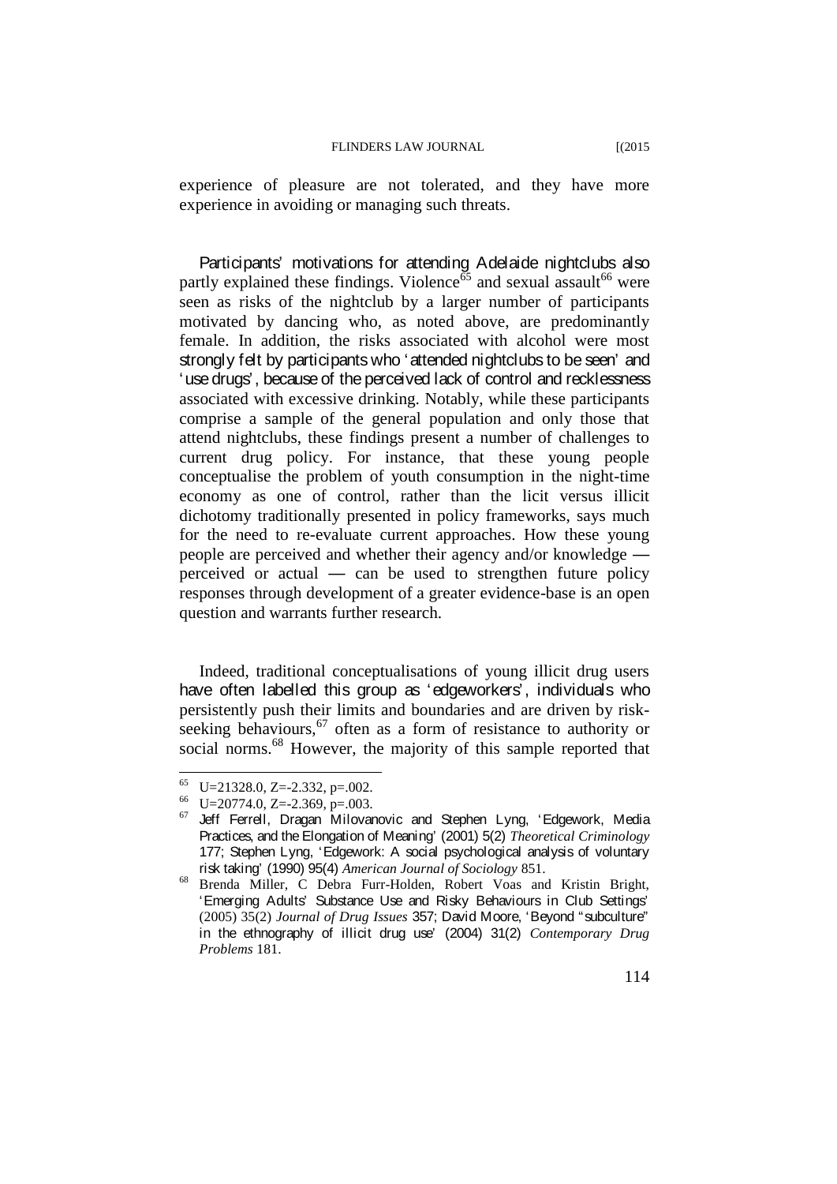experience of pleasure are not tolerated, and they have more experience in avoiding or managing such threats.

Participants' motivations for attending Adelaide nightclubs also partly explained these findings. Violence[65] and sexual assault[66] were seen as risks of the nightclub by a larger number of participants motivated by dancing who, as noted above, are predominantly female. In addition, the risks associated with alcohol were most strongly felt by participants who 'attended nightclubs to be seen' and 'use drugs', because of the perceived lack of control and recklessness associated with excessive drinking. Notably, while these participants comprise a sample of the general population and only those that attend nightclubs, these findings present a number of challenges to current drug policy. For instance, that these young people conceptualise the problem of youth consumption in the night-time economy as one of control, rather than the licit versus illicit dichotomy traditionally presented in policy frameworks, says much for the need to re-evaluate current approaches. How these young people are perceived and whether their agency and/or knowledge — perceived or actual — can be used to strengthen future policy responses through development of a greater evidence-base is an open question and warrants further research.

Indeed, traditional conceptualisations of young illicit drug users have often labelled this group as 'edgeworkers', individuals who persistently push their limits and boundaries and are driven by risk-seeking behaviours,[67] often as a form of resistance to authority or social norms.[68] However, the majority of this sample reported that

---

[65] U=21328.0, Z=-2.332, p=.002.

[66] U=20774.0, Z=-2.369, p=.003.

[67] Jeff Ferrell, Dragan Milovanovic and Stephen Lyng, 'Edgework, Media Practices, and the Elongation of Meaning' (2001) 5(2) *Theoretical Criminology* 177; Stephen Lyng, 'Edgework: A social psychological analysis of voluntary risk taking' (1990) 95(4) *American Journal of Sociology* 851.

[68] Brenda Miller, C Debra Furr-Holden, Robert Voas and Kristin Bright, 'Emerging Adults' Substance Use and Risky Behaviours in Club Settings' (2005) 35(2) *Journal of Drug Issues* 357; David Moore, 'Beyond "subculture" in the ethnography of illicit drug use' (2004) 31(2) *Contemporary Drug Problems* 181.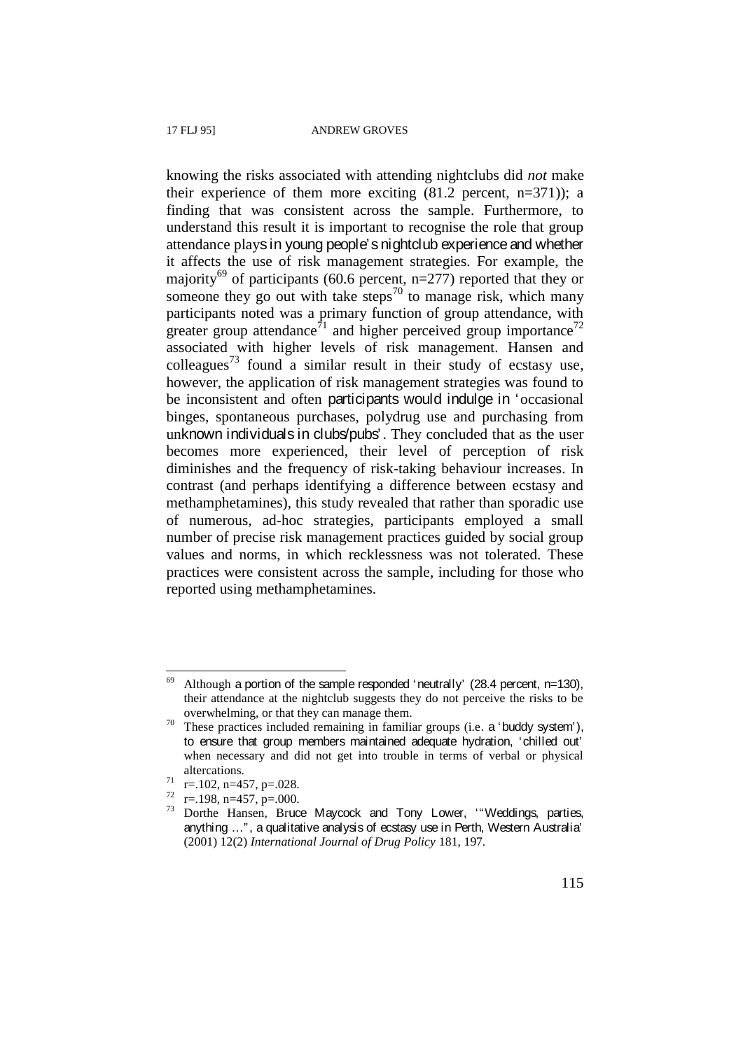knowing the risks associated with attending nightclubs did *not* make their experience of them more exciting (81.2 percent, n=371)); a finding that was consistent across the sample. Furthermore, to understand this result it is important to recognise the role that group attendance plays in young people's nightclub experience and whether it affects the use of risk management strategies. For example, the majority[69] of participants (60.6 percent, n=277) reported that they or someone they go out with take steps[70] to manage risk, which many participants noted was a primary function of group attendance, with greater group attendance[71] and higher perceived group importance[72] associated with higher levels of risk management. Hansen and colleagues[73] found a similar result in their study of ecstasy use, however, the application of risk management strategies was found to be inconsistent and often participants would indulge in 'occasional binges, spontaneous purchases, polydrug use and purchasing from unknown individuals in clubs/pubs'. They concluded that as the user becomes more experienced, their level of perception of risk diminishes and the frequency of risk-taking behaviour increases. In contrast (and perhaps identifying a difference between ecstasy and methamphetamines), this study revealed that rather than sporadic use of numerous, ad-hoc strategies, participants employed a small number of precise risk management practices guided by social group values and norms, in which recklessness was not tolerated. These practices were consistent across the sample, including for those who reported using methamphetamines.

---

[69] Although a portion of the sample responded 'neutrally' (28.4 percent, n=130), their attendance at the nightclub suggests they do not perceive the risks to be overwhelming, or that they can manage them.

[70] These practices included remaining in familiar groups (i.e. a 'buddy system'), to ensure that group members maintained adequate hydration, 'chilled out' when necessary and did not get into trouble in terms of verbal or physical altercations.

[71] r=.102, n=457, p=.028.

[72] r=.198, n=457, p=.000.

[73] Dorthe Hansen, Bruce Maycock and Tony Lower, '"Weddings, parties, anything …", a qualitative analysis of ecstasy use in Perth, Western Australia' (2001) 12(2) *International Journal of Drug Policy* 181, 197.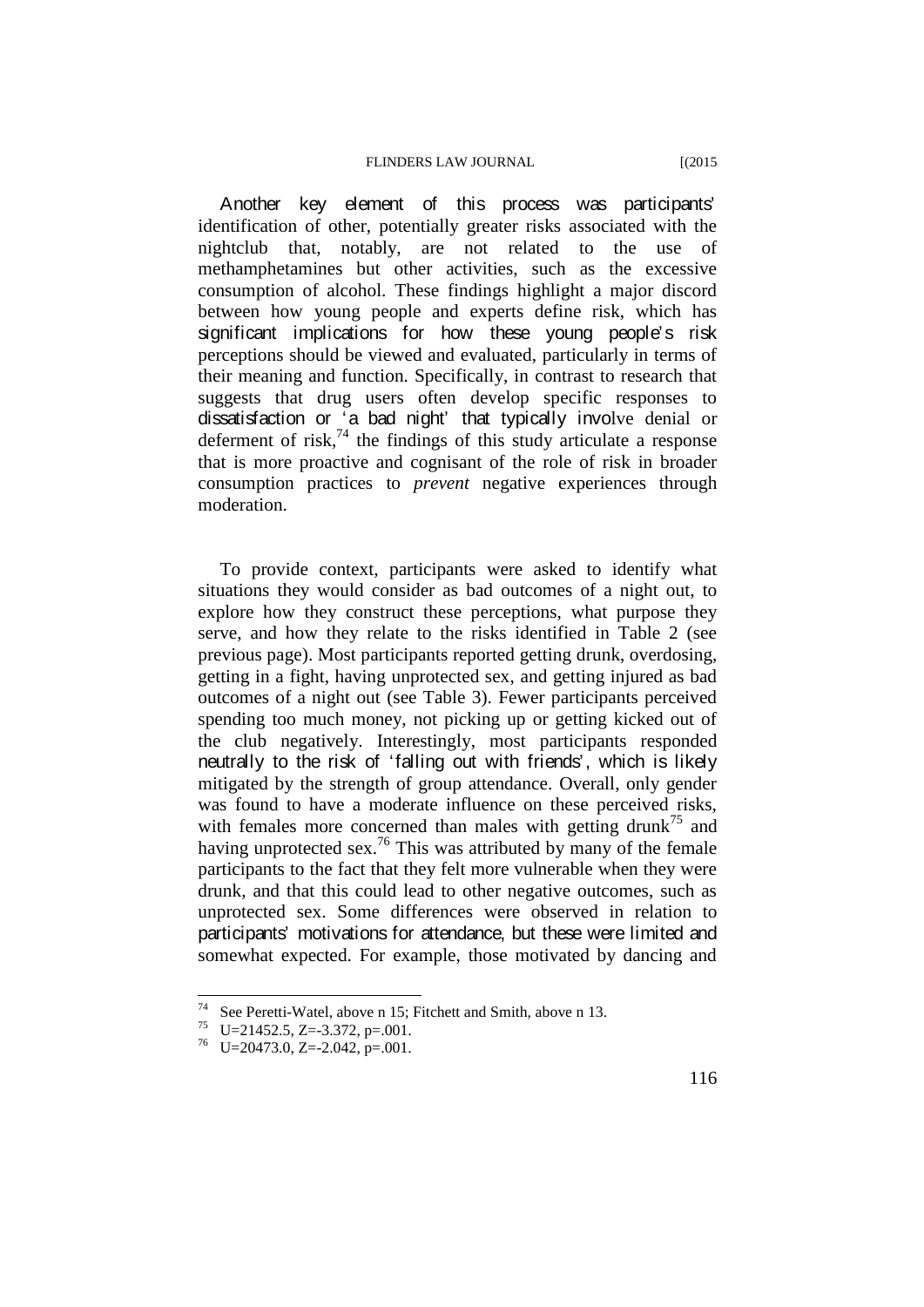Another key element of this process was participants' identification of other, potentially greater risks associated with the nightclub that, notably, are not related to the use of methamphetamines but other activities, such as the excessive consumption of alcohol. These findings highlight a major discord between how young people and experts define risk, which has significant implications for how these young people's risk perceptions should be viewed and evaluated, particularly in terms of their meaning and function. Specifically, in contrast to research that suggests that drug users often develop specific responses to dissatisfaction or 'a bad night' that typically involve denial or deferment of risk,[74] the findings of this study articulate a response that is more proactive and cognisant of the role of risk in broader consumption practices to *prevent* negative experiences through moderation.

To provide context, participants were asked to identify what situations they would consider as bad outcomes of a night out, to explore how they construct these perceptions, what purpose they serve, and how they relate to the risks identified in Table 2 (see previous page). Most participants reported getting drunk, overdosing, getting in a fight, having unprotected sex, and getting injured as bad outcomes of a night out (see Table 3). Fewer participants perceived spending too much money, not picking up or getting kicked out of the club negatively. Interestingly, most participants responded neutrally to the risk of 'falling out with friends', which is likely mitigated by the strength of group attendance. Overall, only gender was found to have a moderate influence on these perceived risks, with females more concerned than males with getting drunk[75] and having unprotected sex.[76] This was attributed by many of the female participants to the fact that they felt more vulnerable when they were drunk, and that this could lead to other negative outcomes, such as unprotected sex. Some differences were observed in relation to participants' motivations for attendance, but these were limited and somewhat expected. For example, those motivated by dancing and

---

[74] See Peretti-Watel, above n 15; Fitchett and Smith, above n 13.

[75] U=21452.5, Z=-3.372, p=.001.

[76] U=20473.0, Z=-2.042, p=.001.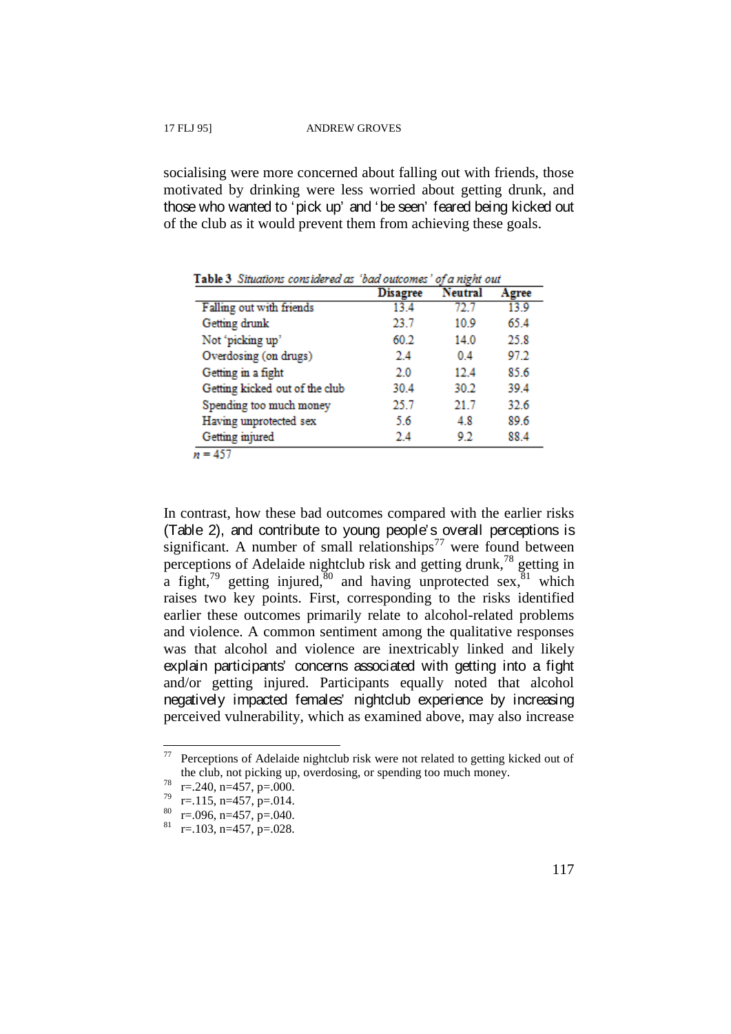socialising were more concerned about falling out with friends, those motivated by drinking were less worried about getting drunk, and those who wanted to 'pick up' and 'be seen' feared being kicked out of the club as it would prevent them from achieving these goals.

**Table 3** *Situations considered as 'bad outcomes' of a night out*

| | Disagree | Neutral | Agree |
|---|---|---|---|
| Falling out with friends | 13.4 | 72.7 | 13.9 |
| Getting drunk | 23.7 | 10.9 | 65.4 |
| Not 'picking up' | 60.2 | 14.0 | 25.8 |
| Overdosing (on drugs) | 2.4 | 0.4 | 97.2 |
| Getting in a fight | 2.0 | 12.4 | 85.6 |
| Getting kicked out of the club | 30.4 | 30.2 | 39.4 |
| Spending too much money | 25.7 | 21.7 | 32.6 |
| Having unprotected sex | 5.6 | 4.8 | 89.6 |
| Getting injured | 2.4 | 9.2 | 88.4 |

$n = 457$

In contrast, how these bad outcomes compared with the earlier risks (Table 2), and contribute to young people's overall perceptions is significant. A number of small relationships[77] were found between perceptions of Adelaide nightclub risk and getting drunk,[78] getting in a fight,[79] getting injured,[80] and having unprotected sex,[81] which raises two key points. First, corresponding to the risks identified earlier these outcomes primarily relate to alcohol-related problems and violence. A common sentiment among the qualitative responses was that alcohol and violence are inextricably linked and likely explain participants' concerns associated with getting into a fight and/or getting injured. Participants equally noted that alcohol negatively impacted females' nightclub experience by increasing perceived vulnerability, which as examined above, may also increase

---

[77] Perceptions of Adelaide nightclub risk were not related to getting kicked out of the club, not picking up, overdosing, or spending too much money.

[78] r=.240, n=457, p=.000.

[79] r=.115, n=457, p=.014.

[80] r=.096, n=457, p=.040.

[81] r=.103, n=457, p=.028.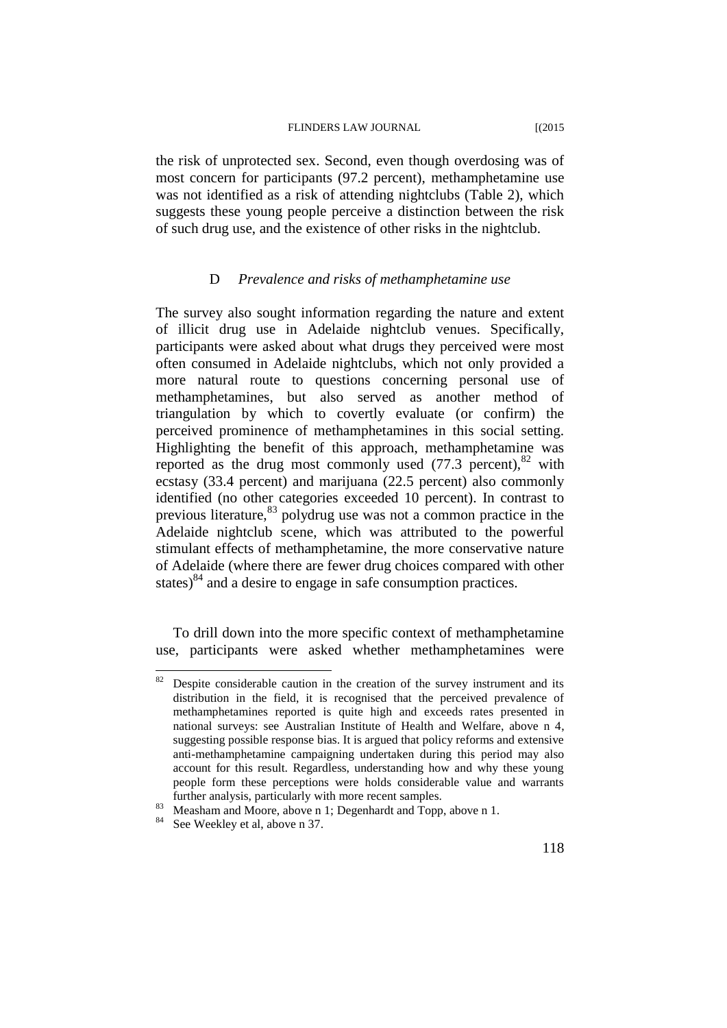the risk of unprotected sex. Second, even though overdosing was of most concern for participants (97.2 percent), methamphetamine use was not identified as a risk of attending nightclubs (Table 2), which suggests these young people perceive a distinction between the risk of such drug use, and the existence of other risks in the nightclub.

### D *Prevalence and risks of methamphetamine use*

The survey also sought information regarding the nature and extent of illicit drug use in Adelaide nightclub venues. Specifically, participants were asked about what drugs they perceived were most often consumed in Adelaide nightclubs, which not only provided a more natural route to questions concerning personal use of methamphetamines, but also served as another method of triangulation by which to covertly evaluate (or confirm) the perceived prominence of methamphetamines in this social setting. Highlighting the benefit of this approach, methamphetamine was reported as the drug most commonly used (77.3 percent),[82] with ecstasy (33.4 percent) and marijuana (22.5 percent) also commonly identified (no other categories exceeded 10 percent). In contrast to previous literature,[83] polydrug use was not a common practice in the Adelaide nightclub scene, which was attributed to the powerful stimulant effects of methamphetamine, the more conservative nature of Adelaide (where there are fewer drug choices compared with other states)[84] and a desire to engage in safe consumption practices.

To drill down into the more specific context of methamphetamine use, participants were asked whether methamphetamines were

---

[82] Despite considerable caution in the creation of the survey instrument and its distribution in the field, it is recognised that the perceived prevalence of methamphetamines reported is quite high and exceeds rates presented in national surveys: see Australian Institute of Health and Welfare, above n 4, suggesting possible response bias. It is argued that policy reforms and extensive anti-methamphetamine campaigning undertaken during this period may also account for this result. Regardless, understanding how and why these young people form these perceptions were holds considerable value and warrants further analysis, particularly with more recent samples.

[83] Measham and Moore, above n 1; Degenhardt and Topp, above n 1.

[84] See Weekley et al, above n 37.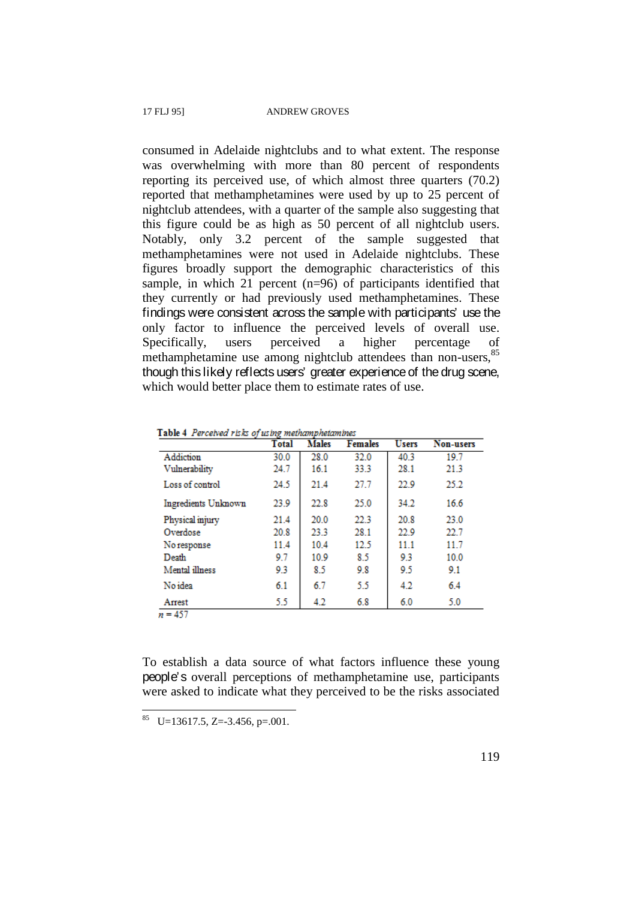consumed in Adelaide nightclubs and to what extent. The response was overwhelming with more than 80 percent of respondents reporting its perceived use, of which almost three quarters (70.2) reported that methamphetamines were used by up to 25 percent of nightclub attendees, with a quarter of the sample also suggesting that this figure could be as high as 50 percent of all nightclub users. Notably, only 3.2 percent of the sample suggested that methamphetamines were not used in Adelaide nightclubs. These figures broadly support the demographic characteristics of this sample, in which 21 percent (n=96) of participants identified that they currently or had previously used methamphetamines. These findings were consistent across the sample with participants' use the only factor to influence the perceived levels of overall use. Specifically, users perceived a higher percentage of methamphetamine use among nightclub attendees than non-users,[85] though this likely reflects users' greater experience of the drug scene, which would better place them to estimate rates of use.

**Table 4** *Perceived risks of using methamphetamines*

| | Total | Males | Females | Users | Non-users |
|---|---|---|---|---|---|
| Addiction | 30.0 | 28.0 | 32.0 | 40.3 | 19.7 |
| Vulnerability | 24.7 | 16.1 | 33.3 | 28.1 | 21.3 |
| Loss of control | 24.5 | 21.4 | 27.7 | 22.9 | 25.2 |
| Ingredients Unknown | 23.9 | 22.8 | 25.0 | 34.2 | 16.6 |
| Physical injury | 21.4 | 20.0 | 22.3 | 20.8 | 23.0 |
| Overdose | 20.8 | 23.3 | 28.1 | 22.9 | 22.7 |
| No response | 11.4 | 10.4 | 12.5 | 11.1 | 11.7 |
| Death | 9.7 | 10.9 | 8.5 | 9.3 | 10.0 |
| Mental illness | 9.3 | 8.5 | 9.8 | 9.5 | 9.1 |
| No idea | 6.1 | 6.7 | 5.5 | 4.2 | 6.4 |
| Arrest | 5.5 | 4.2 | 6.8 | 6.0 | 5.0 |

*n* = 457

To establish a data source of what factors influence these young people's overall perceptions of methamphetamine use, participants were asked to indicate what they perceived to be the risks associated

---

[85] U=13617.5, Z=-3.456, p=.001.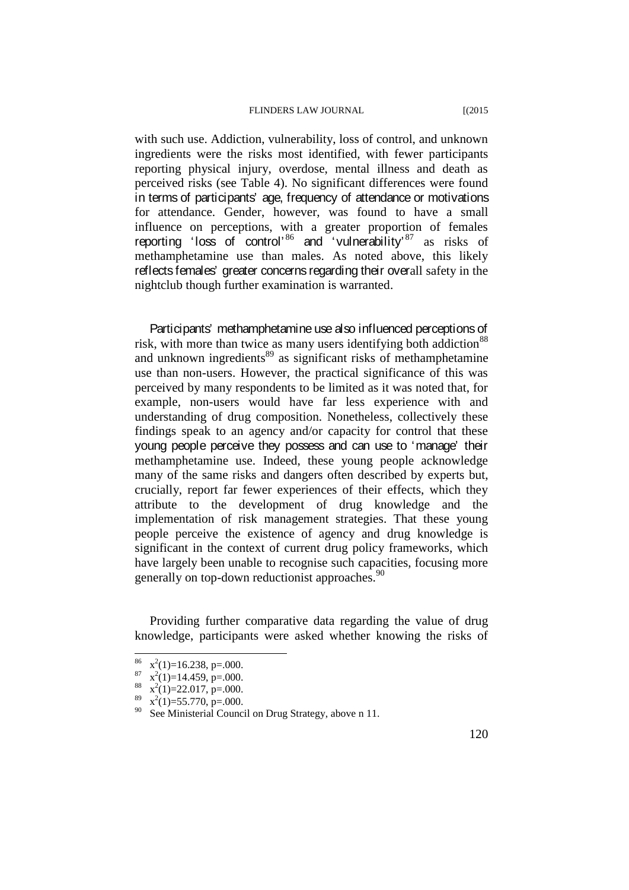with such use. Addiction, vulnerability, loss of control, and unknown ingredients were the risks most identified, with fewer participants reporting physical injury, overdose, mental illness and death as perceived risks (see Table 4). No significant differences were found in terms of participants' age, frequency of attendance or motivations for attendance. Gender, however, was found to have a small influence on perceptions, with a greater proportion of females reporting 'loss of control'[86] and 'vulnerability'[87] as risks of methamphetamine use than males. As noted above, this likely reflects females' greater concerns regarding their overall safety in the nightclub though further examination is warranted.

Participants' methamphetamine use also influenced perceptions of risk, with more than twice as many users identifying both addiction[88] and unknown ingredients[89] as significant risks of methamphetamine use than non-users. However, the practical significance of this was perceived by many respondents to be limited as it was noted that, for example, non-users would have far less experience with and understanding of drug composition. Nonetheless, collectively these findings speak to an agency and/or capacity for control that these young people perceive they possess and can use to 'manage' their methamphetamine use. Indeed, these young people acknowledge many of the same risks and dangers often described by experts but, crucially, report far fewer experiences of their effects, which they attribute to the development of drug knowledge and the implementation of risk management strategies. That these young people perceive the existence of agency and drug knowledge is significant in the context of current drug policy frameworks, which have largely been unable to recognise such capacities, focusing more generally on top-down reductionist approaches.[90]

Providing further comparative data regarding the value of drug knowledge, participants were asked whether knowing the risks of

---

[86] $x^2(1)=16.238$, $p=.000$.

[87] $x^2(1)=14.459$, $p=.000$.

[88] $x^2(1)=22.017$, $p=.000$.

[89] $x^2(1)=55.770$, $p=.000$.

[90] See Ministerial Council on Drug Strategy, above n 11.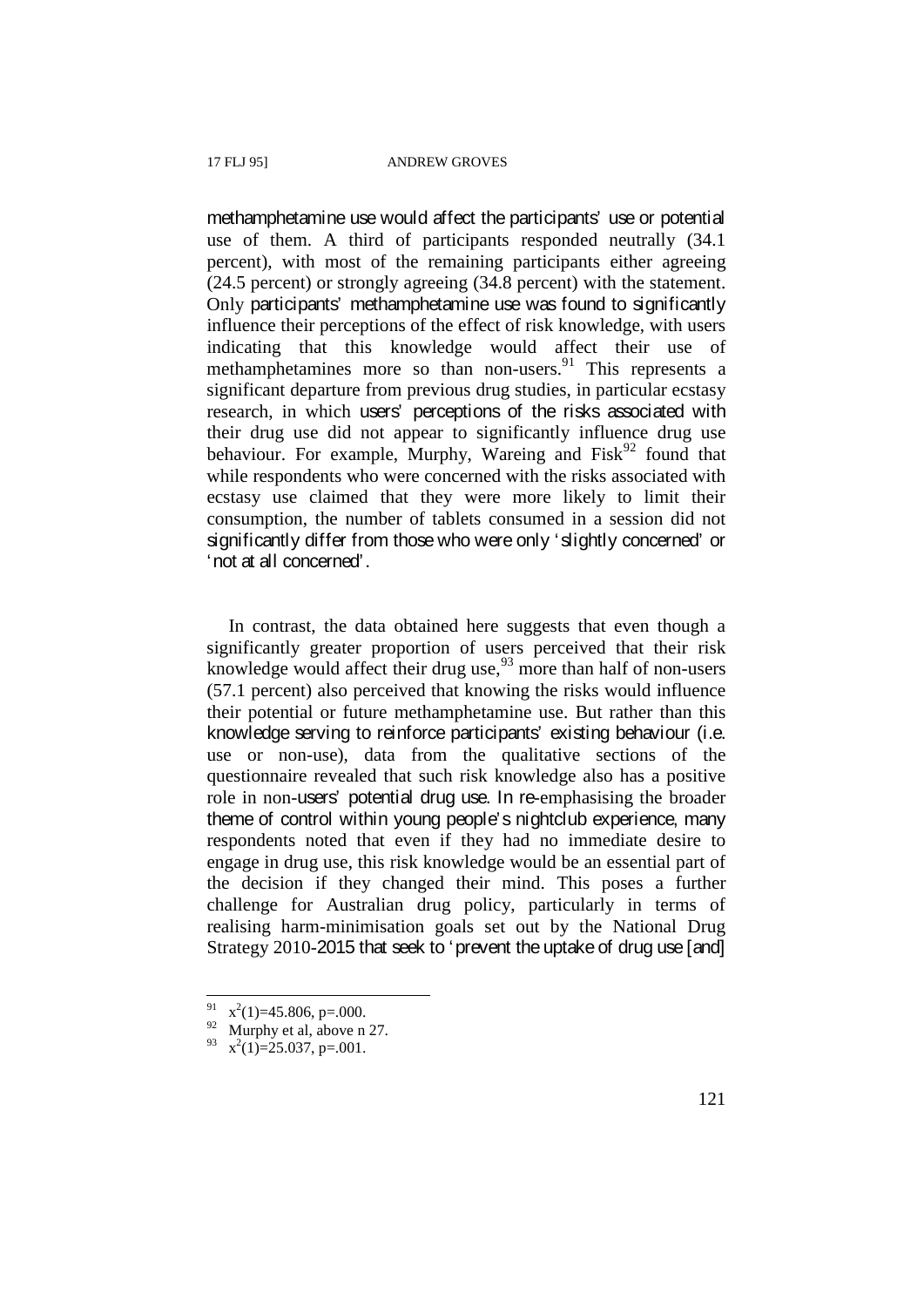methamphetamine use would affect the participants' use or potential use of them. A third of participants responded neutrally (34.1 percent), with most of the remaining participants either agreeing (24.5 percent) or strongly agreeing (34.8 percent) with the statement. Only participants' methamphetamine use was found to significantly influence their perceptions of the effect of risk knowledge, with users indicating that this knowledge would affect their use of methamphetamines more so than non-users.[91] This represents a significant departure from previous drug studies, in particular ecstasy research, in which users' perceptions of the risks associated with their drug use did not appear to significantly influence drug use behaviour. For example, Murphy, Wareing and Fisk[92] found that while respondents who were concerned with the risks associated with ecstasy use claimed that they were more likely to limit their consumption, the number of tablets consumed in a session did not significantly differ from those who were only 'slightly concerned' or 'not at all concerned'.

In contrast, the data obtained here suggests that even though a significantly greater proportion of users perceived that their risk knowledge would affect their drug use,[93] more than half of non-users (57.1 percent) also perceived that knowing the risks would influence their potential or future methamphetamine use. But rather than this knowledge serving to reinforce participants' existing behaviour (i.e. use or non-use), data from the qualitative sections of the questionnaire revealed that such risk knowledge also has a positive role in non-users' potential drug use. In re-emphasising the broader theme of control within young people's nightclub experience, many respondents noted that even if they had no immediate desire to engage in drug use, this risk knowledge would be an essential part of the decision if they changed their mind. This poses a further challenge for Australian drug policy, particularly in terms of realising harm-minimisation goals set out by the National Drug Strategy 2010-2015 that seek to 'prevent the uptake of drug use [and]

---

[91] $x^2(1)=45.806$, $p=.000$.

[92] Murphy et al, above n 27.

[93] $x^2(1)=25.037$, $p=.001$.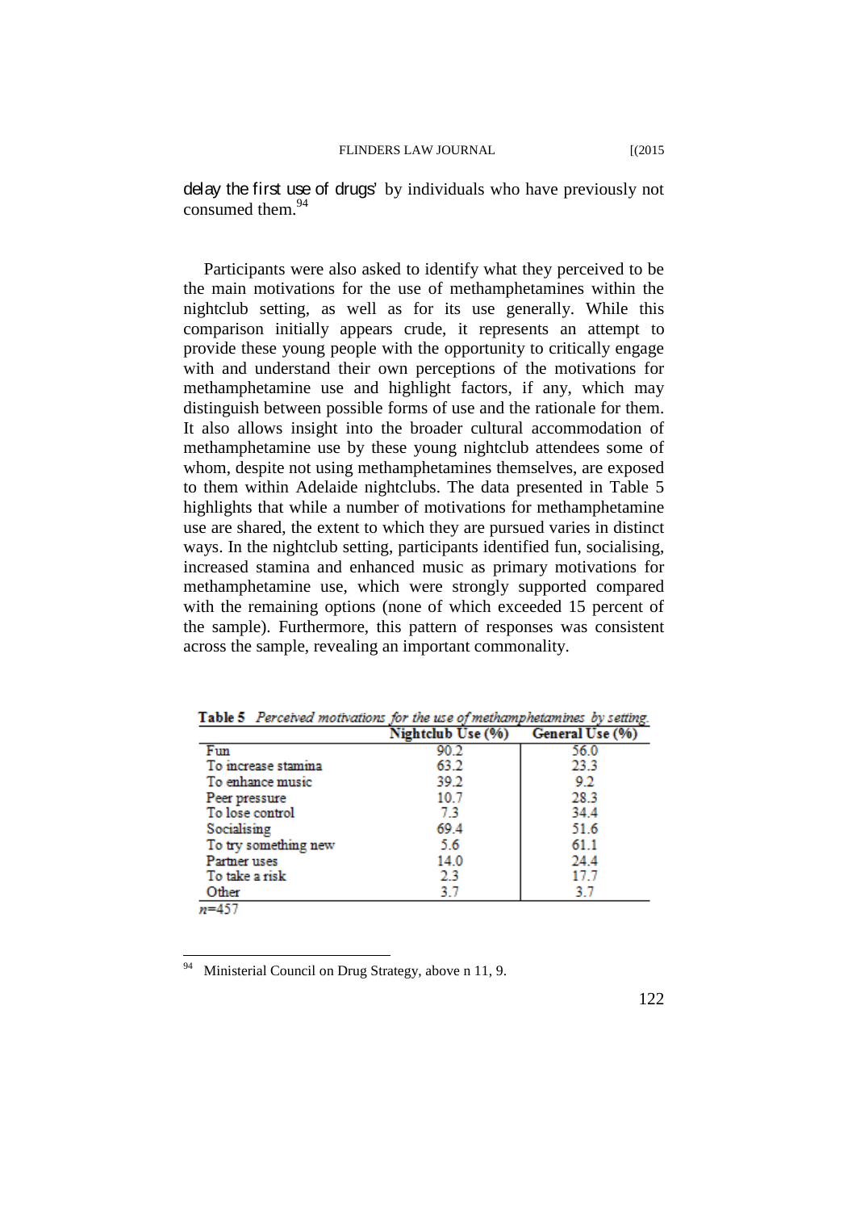delay the first use of drugs' by individuals who have previously not consumed them.[94]

Participants were also asked to identify what they perceived to be the main motivations for the use of methamphetamines within the nightclub setting, as well as for its use generally. While this comparison initially appears crude, it represents an attempt to provide these young people with the opportunity to critically engage with and understand their own perceptions of the motivations for methamphetamine use and highlight factors, if any, which may distinguish between possible forms of use and the rationale for them. It also allows insight into the broader cultural accommodation of methamphetamine use by these young nightclub attendees some of whom, despite not using methamphetamines themselves, are exposed to them within Adelaide nightclubs. The data presented in Table 5 highlights that while a number of motivations for methamphetamine use are shared, the extent to which they are pursued varies in distinct ways. In the nightclub setting, participants identified fun, socialising, increased stamina and enhanced music as primary motivations for methamphetamine use, which were strongly supported compared with the remaining options (none of which exceeded 15 percent of the sample). Furthermore, this pattern of responses was consistent across the sample, revealing an important commonality.

**Table 5** *Perceived motivations for the use of methamphetamines by setting*

| | Nightclub Use (%) | General Use (%) |
|---|---|---|
| Fun | 90.2 | 56.0 |
| To increase stamina | 63.2 | 23.3 |
| To enhance music | 39.2 | 9.2 |
| Peer pressure | 10.7 | 28.3 |
| To lose control | 7.3 | 34.4 |
| Socialising | 69.4 | 51.6 |
| To try something new | 5.6 | 61.1 |
| Partner uses | 14.0 | 24.4 |
| To take a risk | 2.3 | 17.7 |
| Other | 3.7 | 3.7 |

*n*=457

[94] Ministerial Council on Drug Strategy, above n 11, 9.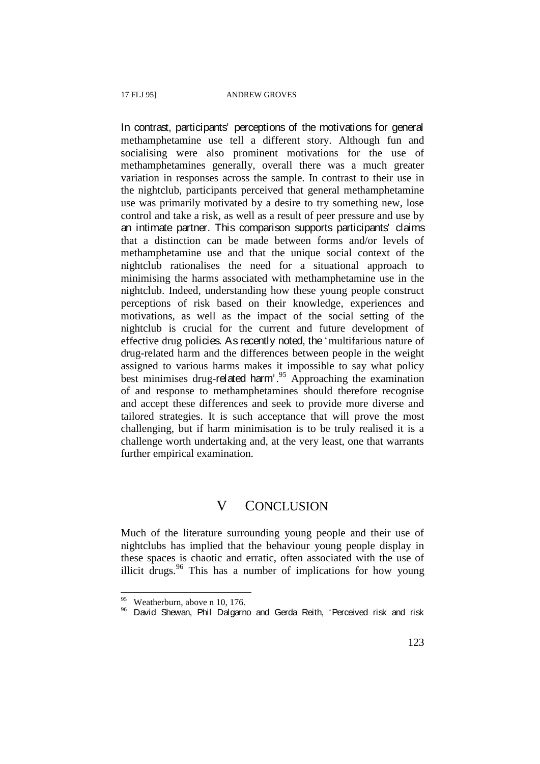In contrast, participants' perceptions of the motivations for general methamphetamine use tell a different story. Although fun and socialising were also prominent motivations for the use of methamphetamines generally, overall there was a much greater variation in responses across the sample. In contrast to their use in the nightclub, participants perceived that general methamphetamine use was primarily motivated by a desire to try something new, lose control and take a risk, as well as a result of peer pressure and use by an intimate partner. This comparison supports participants' claims that a distinction can be made between forms and/or levels of methamphetamine use and that the unique social context of the nightclub rationalises the need for a situational approach to minimising the harms associated with methamphetamine use in the nightclub. Indeed, understanding how these young people construct perceptions of risk based on their knowledge, experiences and motivations, as well as the impact of the social setting of the nightclub is crucial for the current and future development of effective drug policies. As recently noted, the 'multifarious nature of drug-related harm and the differences between people in the weight assigned to various harms makes it impossible to say what policy best minimises drug-related harm'.[95] Approaching the examination of and response to methamphetamines should therefore recognise and accept these differences and seek to provide more diverse and tailored strategies. It is such acceptance that will prove the most challenging, but if harm minimisation is to be truly realised it is a challenge worth undertaking and, at the very least, one that warrants further empirical examination.

## V CONCLUSION

Much of the literature surrounding young people and their use of nightclubs has implied that the behaviour young people display in these spaces is chaotic and erratic, often associated with the use of illicit drugs.[96] This has a number of implications for how young

---

[95] Weatherburn, above n 10, 176.

[96] David Shewan, Phil Dalgarno and Gerda Reith, 'Perceived risk and risk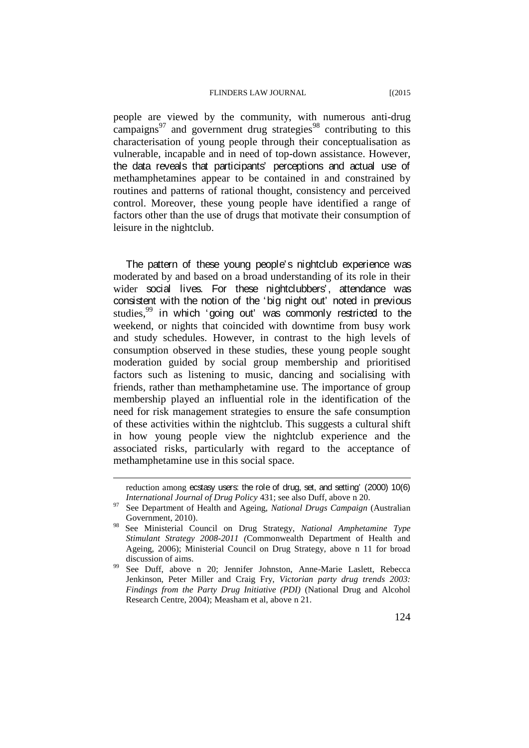people are viewed by the community, with numerous anti-drug campaigns[97] and government drug strategies[98] contributing to this characterisation of young people through their conceptualisation as vulnerable, incapable and in need of top-down assistance. However, the data reveals that participants' perceptions and actual use of methamphetamines appear to be contained in and constrained by routines and patterns of rational thought, consistency and perceived control. Moreover, these young people have identified a range of factors other than the use of drugs that motivate their consumption of leisure in the nightclub.

The pattern of these young people's nightclub experience was moderated by and based on a broad understanding of its role in their wider social lives. For these nightclubbers', attendance was consistent with the notion of the 'big night out' noted in previous studies,[99] in which 'going out' was commonly restricted to the weekend, or nights that coincided with downtime from busy work and study schedules. However, in contrast to the high levels of consumption observed in these studies, these young people sought moderation guided by social group membership and prioritised factors such as listening to music, dancing and socialising with friends, rather than methamphetamine use. The importance of group membership played an influential role in the identification of the need for risk management strategies to ensure the safe consumption of these activities within the nightclub. This suggests a cultural shift in how young people view the nightclub experience and the associated risks, particularly with regard to the acceptance of methamphetamine use in this social space.

---

reduction among ecstasy users: the role of drug, set, and setting' (2000) 10(6) *International Journal of Drug Policy* 431; see also Duff, above n 20.

97 See Department of Health and Ageing, *National Drugs Campaign* (Australian Government, 2010).

98 See Ministerial Council on Drug Strategy, *National Amphetamine Type Stimulant Strategy 2008-2011* (Commonwealth Department of Health and Ageing, 2006); Ministerial Council on Drug Strategy, above n 11 for broad discussion of aims.

99 See Duff, above n 20; Jennifer Johnston, Anne-Marie Laslett, Rebecca Jenkinson, Peter Miller and Craig Fry, *Victorian party drug trends 2003: Findings from the Party Drug Initiative (PDI)* (National Drug and Alcohol Research Centre, 2004); Measham et al, above n 21.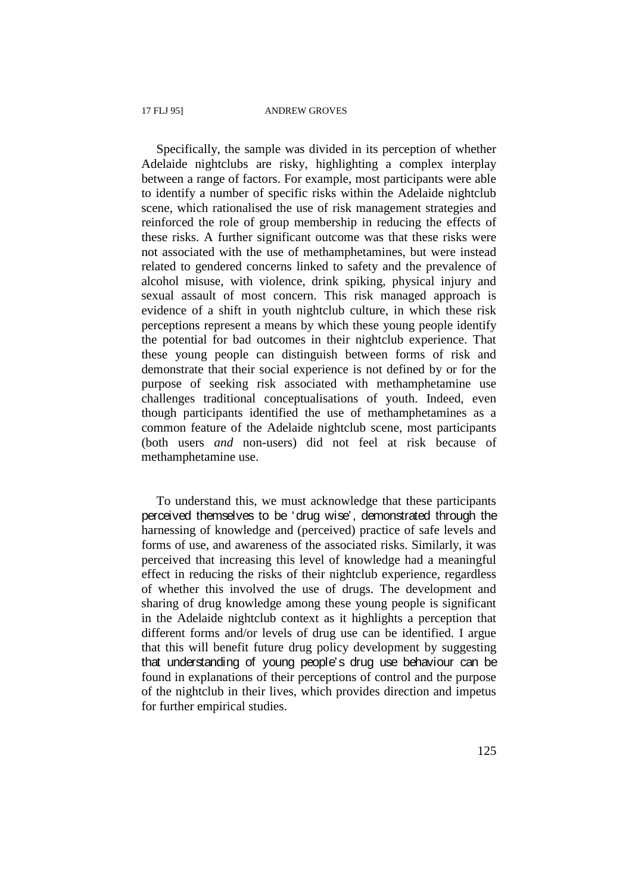Specifically, the sample was divided in its perception of whether Adelaide nightclubs are risky, highlighting a complex interplay between a range of factors. For example, most participants were able to identify a number of specific risks within the Adelaide nightclub scene, which rationalised the use of risk management strategies and reinforced the role of group membership in reducing the effects of these risks. A further significant outcome was that these risks were not associated with the use of methamphetamines, but were instead related to gendered concerns linked to safety and the prevalence of alcohol misuse, with violence, drink spiking, physical injury and sexual assault of most concern. This risk managed approach is evidence of a shift in youth nightclub culture, in which these risk perceptions represent a means by which these young people identify the potential for bad outcomes in their nightclub experience. That these young people can distinguish between forms of risk and demonstrate that their social experience is not defined by or for the purpose of seeking risk associated with methamphetamine use challenges traditional conceptualisations of youth. Indeed, even though participants identified the use of methamphetamines as a common feature of the Adelaide nightclub scene, most participants (both users *and* non-users) did not feel at risk because of methamphetamine use.

To understand this, we must acknowledge that these participants perceived themselves to be 'drug wise', demonstrated through the harnessing of knowledge and (perceived) practice of safe levels and forms of use, and awareness of the associated risks. Similarly, it was perceived that increasing this level of knowledge had a meaningful effect in reducing the risks of their nightclub experience, regardless of whether this involved the use of drugs. The development and sharing of drug knowledge among these young people is significant in the Adelaide nightclub context as it highlights a perception that different forms and/or levels of drug use can be identified. I argue that this will benefit future drug policy development by suggesting that understanding of young people's drug use behaviour can be found in explanations of their perceptions of control and the purpose of the nightclub in their lives, which provides direction and impetus for further empirical studies.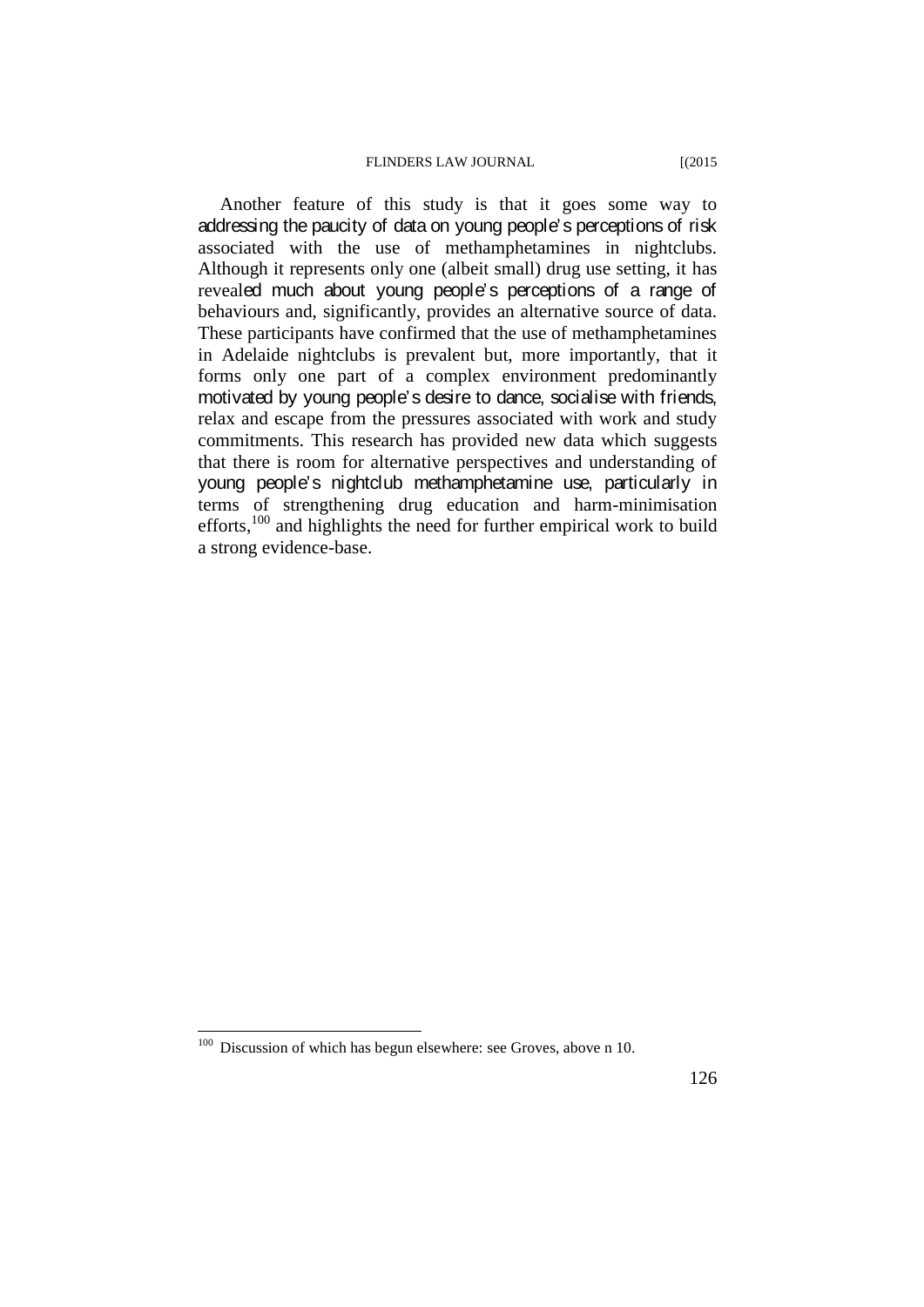Another feature of this study is that it goes some way to addressing the paucity of data on young people's perceptions of risk associated with the use of methamphetamines in nightclubs. Although it represents only one (albeit small) drug use setting, it has revealed much about young people's perceptions of a range of behaviours and, significantly, provides an alternative source of data. These participants have confirmed that the use of methamphetamines in Adelaide nightclubs is prevalent but, more importantly, that it forms only one part of a complex environment predominantly motivated by young people's desire to dance, socialise with friends, relax and escape from the pressures associated with work and study commitments. This research has provided new data which suggests that there is room for alternative perspectives and understanding of young people's nightclub methamphetamine use, particularly in terms of strengthening drug education and harm-minimisation efforts,[100] and highlights the need for further empirical work to build a strong evidence-base.

---

[100] Discussion of which has begun elsewhere: see Groves, above n 10.